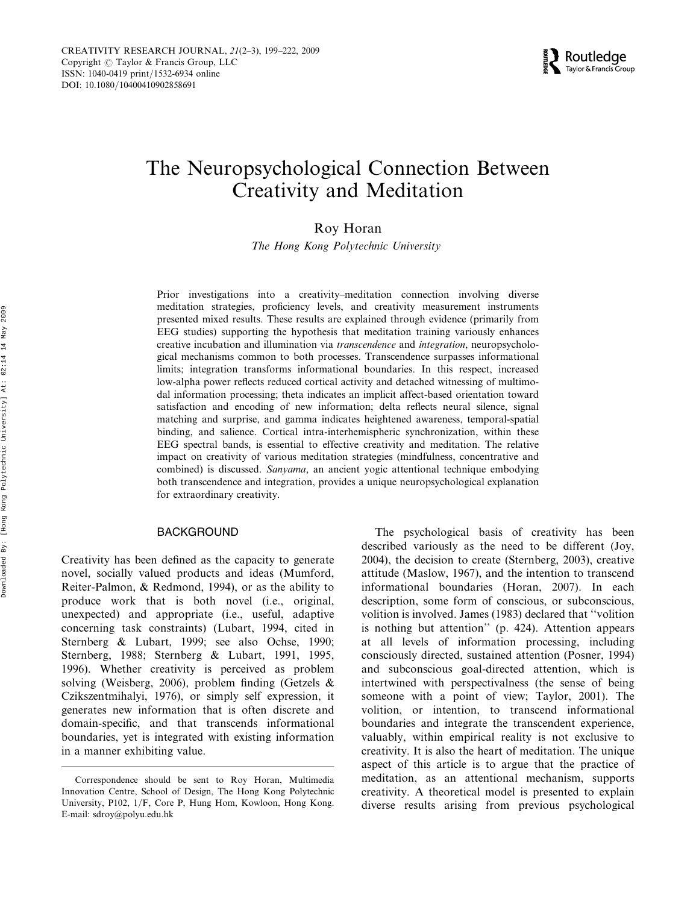# The Neuropsychological Connection Between Creativity and Meditation

Roy Horan

*The Hong Kong Polytechnic University*

Prior investigations into a creativity–meditation connection involving diverse meditation strategies, proficiency levels, and creativity measurement instruments presented mixed results. These results are explained through evidence (primarily from EEG studies) supporting the hypothesis that meditation training variously enhances creative incubation and illumination via *transcendence* and *integration*, neuropsychological mechanisms common to both processes. Transcendence surpasses informational limits; integration transforms informational boundaries. In this respect, increased low-alpha power reflects reduced cortical activity and detached witnessing of multimodal information processing; theta indicates an implicit affect-based orientation toward satisfaction and encoding of new information; delta reflects neural silence, signal matching and surprise, and gamma indicates heightened awareness, temporal-spatial binding, and salience. Cortical intra-interhemispheric synchronization, within these EEG spectral bands, is essential to effective creativity and meditation. The relative impact on creativity of various meditation strategies (mindfulness, concentrative and combined) is discussed. *Sanyama*, an ancient yogic attentional technique embodying both transcendence and integration, provides a unique neuropsychological explanation for extraordinary creativity.

## BACKGROUND

Creativity has been defined as the capacity to generate novel, socially valued products and ideas (Mumford, Reiter-Palmon, & Redmond, 1994), or as the ability to produce work that is both novel (i.e., original, unexpected) and appropriate (i.e., useful, adaptive concerning task constraints) (Lubart, 1994, cited in Sternberg & Lubart, 1999; see also Ochse, 1990; Sternberg, 1988; Sternberg & Lubart, 1991, 1995, 1996). Whether creativity is perceived as problem solving (Weisberg, 2006), problem finding (Getzels & Czikszentmihalyi, 1976), or simply self expression, it generates new information that is often discrete and domain-specific, and that transcends informational boundaries, yet is integrated with existing information in a manner exhibiting value.

The psychological basis of creativity has been described variously as the need to be different (Joy, 2004), the decision to create (Sternberg, 2003), creative attitude (Maslow, 1967), and the intention to transcend informational boundaries (Horan, 2007). In each description, some form of conscious, or subconscious, volition is involved. James (1983) declared that "volition is nothing but attention" (p. 424). Attention appears at all levels of information processing, including consciously directed, sustained attention (Posner, 1994) and subconscious goal-directed attention, which is intertwined with perspectivalness (the sense of being someone with a point of view; Taylor, 2001). The volition, or intention, to transcend informational boundaries and integrate the transcendent experience, valuably, within empirical reality is not exclusive to creativity. It is also the heart of meditation. The unique aspect of this article is to argue that the practice of meditation, as an attentional mechanism, supports creativity. A theoretical model is presented to explain diverse results arising from previous psychological

---

Correspondence should be sent to Roy Horan, Multimedia Innovation Centre, School of Design, The Hong Kong Polytechnic University, P102, 1/F, Core P, Hung Hom, Kowloon, Hong Kong. E-mail: sdroy@polyu.edu.hk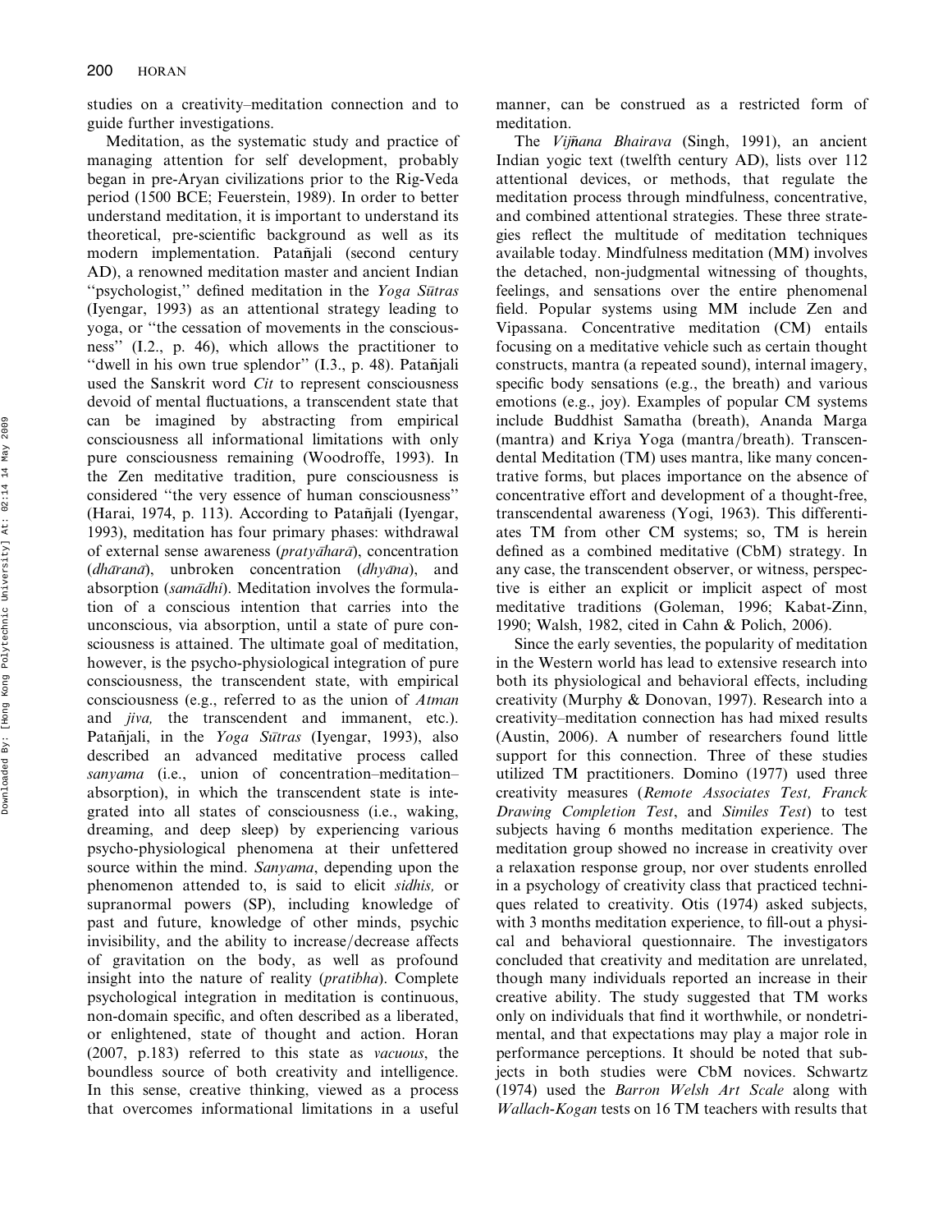studies on a creativity–meditation connection and to guide further investigations.

Meditation, as the systematic study and practice of managing attention for self development, probably began in pre-Aryan civilizations prior to the Rig-Veda period (1500 BCE; Feuerstein, 1989). In order to better understand meditation, it is important to understand its theoretical, pre-scientific background as well as its modern implementation. Patañjali (second century AD), a renowned meditation master and ancient Indian "psychologist," defined meditation in the *Yoga Sūtras* (Iyengar, 1993) as an attentional strategy leading to yoga, or "the cessation of movements in the consciousness" (I.2., p. 46), which allows the practitioner to "dwell in his own true splendor" (I.3., p. 48). Patañjali used the Sanskrit word *Cit* to represent consciousness devoid of mental fluctuations, a transcendent state that can be imagined by abstracting from empirical consciousness all informational limitations with only pure consciousness remaining (Woodroffe, 1993). In the Zen meditative tradition, pure consciousness is considered "the very essence of human consciousness" (Harai, 1974, p. 113). According to Patañjali (Iyengar, 1993), meditation has four primary phases: withdrawal of external sense awareness (*pratyāharā*), concentration (*dhāranā*), unbroken concentration (*dhyāna*), and absorption (*samādhi*). Meditation involves the formulation of a conscious intention that carries into the unconscious, via absorption, until a state of pure consciousness is attained. The ultimate goal of meditation, however, is the psycho-physiological integration of pure consciousness, the transcendent state, with empirical consciousness (e.g., referred to as the union of *Atman* and *jiva,* the transcendent and immanent, etc.). Patañjali, in the *Yoga Sūtras* (Iyengar, 1993), also described an advanced meditative process called *sanyama* (i.e., union of concentration–meditation–absorption), in which the transcendent state is integrated into all states of consciousness (i.e., waking, dreaming, and deep sleep) by experiencing various psycho-physiological phenomena at their unfettered source within the mind. *Sanyama*, depending upon the phenomenon attended to, is said to elicit *sidhis,* or supranormal powers (SP), including knowledge of past and future, knowledge of other minds, psychic invisibility, and the ability to increase/decrease affects of gravitation on the body, as well as profound insight into the nature of reality (*pratibha*). Complete psychological integration in meditation is continuous, non-domain specific, and often described as a liberated, or enlightened, state of thought and action. Horan (2007, p.183) referred to this state as *vacuous*, the boundless source of both creativity and intelligence. In this sense, creative thinking, viewed as a process that overcomes informational limitations in a useful manner, can be construed as a restricted form of meditation.

The *Vijñana Bhairava* (Singh, 1991), an ancient Indian yogic text (twelfth century AD), lists over 112 attentional devices, or methods, that regulate the meditation process through mindfulness, concentrative, and combined attentional strategies. These three strategies reflect the multitude of meditation techniques available today. Mindfulness meditation (MM) involves the detached, non-judgmental witnessing of thoughts, feelings, and sensations over the entire phenomenal field. Popular systems using MM include Zen and Vipassana. Concentrative meditation (CM) entails focusing on a meditative vehicle such as certain thought constructs, mantra (a repeated sound), internal imagery, specific body sensations (e.g., the breath) and various emotions (e.g., joy). Examples of popular CM systems include Buddhist Samatha (breath), Ananda Marga (mantra) and Kriya Yoga (mantra/breath). Transcendental Meditation (TM) uses mantra, like many concentrative forms, but places importance on the absence of concentrative effort and development of a thought-free, transcendental awareness (Yogi, 1963). This differentiates TM from other CM systems; so, TM is herein defined as a combined meditative (CbM) strategy. In any case, the transcendent observer, or witness, perspective is either an explicit or implicit aspect of most meditative traditions (Goleman, 1996; Kabat-Zinn, 1990; Walsh, 1982, cited in Cahn & Polich, 2006).

Since the early seventies, the popularity of meditation in the Western world has lead to extensive research into both its physiological and behavioral effects, including creativity (Murphy & Donovan, 1997). Research into a creativity–meditation connection has had mixed results (Austin, 2006). A number of researchers found little support for this connection. Three of these studies utilized TM practitioners. Domino (1977) used three creativity measures (*Remote Associates Test, Franck Drawing Completion Test*, and *Similes Test*) to test subjects having 6 months meditation experience. The meditation group showed no increase in creativity over a relaxation response group, nor over students enrolled in a psychology of creativity class that practiced techniques related to creativity. Otis (1974) asked subjects, with 3 months meditation experience, to fill-out a physical and behavioral questionnaire. The investigators concluded that creativity and meditation are unrelated, though many individuals reported an increase in their creative ability. The study suggested that TM works only on individuals that find it worthwhile, or nondetrimental, and that expectations may play a major role in performance perceptions. It should be noted that subjects in both studies were CbM novices. Schwartz (1974) used the *Barron Welsh Art Scale* along with *Wallach-Kogan* tests on 16 TM teachers with results that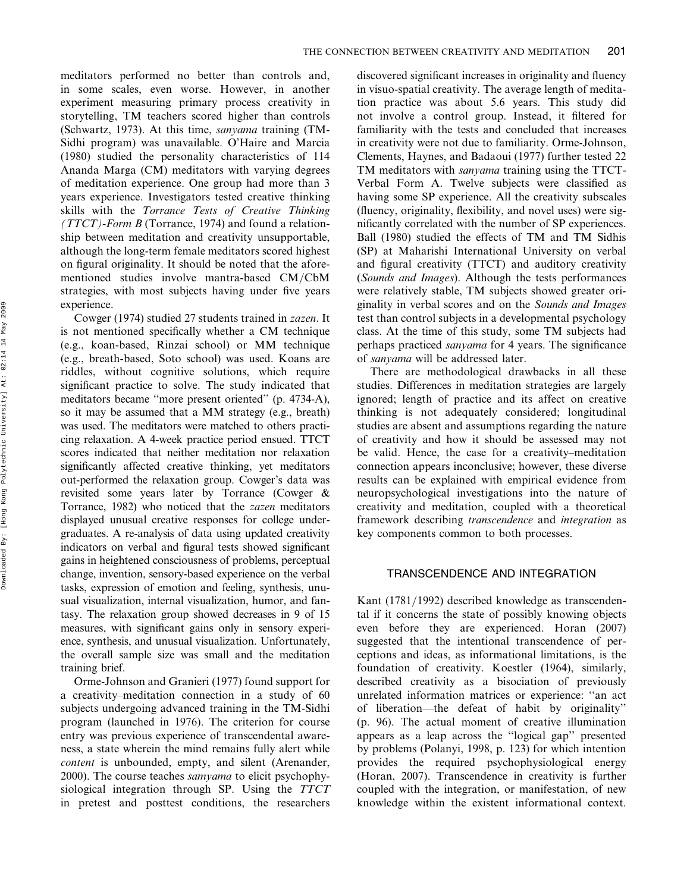meditators performed no better than controls and, in some scales, even worse. However, in another experiment measuring primary process creativity in storytelling, TM teachers scored higher than controls (Schwartz, 1973). At this time, *sanyama* training (TM-Sidhi program) was unavailable. O'Haire and Marcia (1980) studied the personality characteristics of 114 Ananda Marga (CM) meditators with varying degrees of meditation experience. One group had more than 3 years experience. Investigators tested creative thinking skills with the *Torrance Tests of Creative Thinking (TTCT)-Form B* (Torrance, 1974) and found a relationship between meditation and creativity unsupportable, although the long-term female meditators scored highest on figural originality. It should be noted that the aforementioned studies involve mantra-based CM/CbM strategies, with most subjects having under five years experience.

Cowger (1974) studied 27 students trained in *zazen*. It is not mentioned specifically whether a CM technique (e.g., koan-based, Rinzai school) or MM technique (e.g., breath-based, Soto school) was used. Koans are riddles, without cognitive solutions, which require significant practice to solve. The study indicated that meditators became "more present oriented" (p. 4734-A), so it may be assumed that a MM strategy (e.g., breath) was used. The meditators were matched to others practicing relaxation. A 4-week practice period ensued. TTCT scores indicated that neither meditation nor relaxation significantly affected creative thinking, yet meditators out-performed the relaxation group. Cowger's data was revisited some years later by Torrance (Cowger & Torrance, 1982) who noticed that the *zazen* meditators displayed unusual creative responses for college undergraduates. A re-analysis of data using updated creativity indicators on verbal and figural tests showed significant gains in heightened consciousness of problems, perceptual change, invention, sensory-based experience on the verbal tasks, expression of emotion and feeling, synthesis, unusual visualization, internal visualization, humor, and fantasy. The relaxation group showed decreases in 9 of 15 measures, with significant gains only in sensory experience, synthesis, and unusual visualization. Unfortunately, the overall sample size was small and the meditation training brief.

Orme-Johnson and Granieri (1977) found support for a creativity–meditation connection in a study of 60 subjects undergoing advanced training in the TM-Sidhi program (launched in 1976). The criterion for course entry was previous experience of transcendental awareness, a state wherein the mind remains fully alert while *content* is unbounded, empty, and silent (Arenander, 2000). The course teaches *samyama* to elicit psychophysiological integration through SP. Using the *TTCT* in pretest and posttest conditions, the researchers discovered significant increases in originality and fluency in visuo-spatial creativity. The average length of meditation practice was about 5.6 years. This study did not involve a control group. Instead, it filtered for familiarity with the tests and concluded that increases in creativity were not due to familiarity. Orme-Johnson, Clements, Haynes, and Badaoui (1977) further tested 22 TM meditators with *sanyama* training using the TTCT-Verbal Form A. Twelve subjects were classified as having some SP experience. All the creativity subscales (fluency, originality, flexibility, and novel uses) were significantly correlated with the number of SP experiences. Ball (1980) studied the effects of TM and TM Sidhis (SP) at Maharishi International University on verbal and figural creativity (TTCT) and auditory creativity (*Sounds and Images*). Although the tests performances were relatively stable, TM subjects showed greater originality in verbal scores and on the *Sounds and Images* test than control subjects in a developmental psychology class. At the time of this study, some TM subjects had perhaps practiced *sanyama* for 4 years. The significance of *sanyama* will be addressed later.

There are methodological drawbacks in all these studies. Differences in meditation strategies are largely ignored; length of practice and its affect on creative thinking is not adequately considered; longitudinal studies are absent and assumptions regarding the nature of creativity and how it should be assessed may not be valid. Hence, the case for a creativity–meditation connection appears inconclusive; however, these diverse results can be explained with empirical evidence from neuropsychological investigations into the nature of creativity and meditation, coupled with a theoretical framework describing *transcendence* and *integration* as key components common to both processes.

## TRANSCENDENCE AND INTEGRATION

Kant (1781/1992) described knowledge as transcendental if it concerns the state of possibly knowing objects even before they are experienced. Horan (2007) suggested that the intentional transcendence of perceptions and ideas, as informational limitations, is the foundation of creativity. Koestler (1964), similarly, described creativity as a bisociation of previously unrelated information matrices or experience: "an act of liberation—the defeat of habit by originality" (p. 96). The actual moment of creative illumination appears as a leap across the "logical gap" presented by problems (Polanyi, 1998, p. 123) for which intention provides the required psychophysiological energy (Horan, 2007). Transcendence in creativity is further coupled with the integration, or manifestation, of new knowledge within the existent informational context.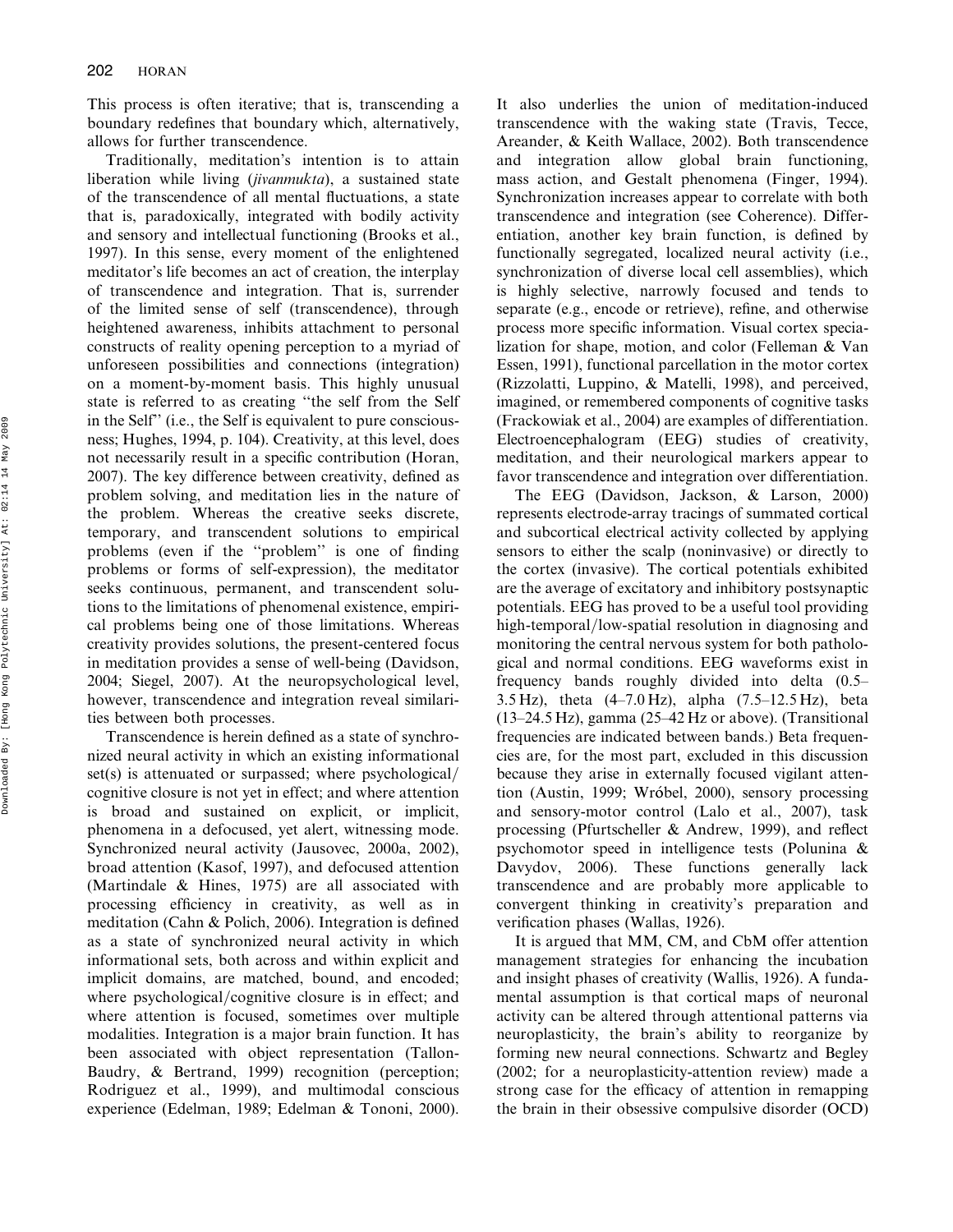This process is often iterative; that is, transcending a boundary redefines that boundary which, alternatively, allows for further transcendence.

Traditionally, meditation's intention is to attain liberation while living (*jivanmukta*), a sustained state of the transcendence of all mental fluctuations, a state that is, paradoxically, integrated with bodily activity and sensory and intellectual functioning (Brooks et al., 1997). In this sense, every moment of the enlightened meditator's life becomes an act of creation, the interplay of transcendence and integration. That is, surrender of the limited sense of self (transcendence), through heightened awareness, inhibits attachment to personal constructs of reality opening perception to a myriad of unforeseen possibilities and connections (integration) on a moment-by-moment basis. This highly unusual state is referred to as creating "the self from the Self in the Self" (i.e., the Self is equivalent to pure consciousness; Hughes, 1994, p. 104). Creativity, at this level, does not necessarily result in a specific contribution (Horan, 2007). The key difference between creativity, defined as problem solving, and meditation lies in the nature of the problem. Whereas the creative seeks discrete, temporary, and transcendent solutions to empirical problems (even if the "problem" is one of finding problems or forms of self-expression), the meditator seeks continuous, permanent, and transcendent solutions to the limitations of phenomenal existence, empirical problems being one of those limitations. Whereas creativity provides solutions, the present-centered focus in meditation provides a sense of well-being (Davidson, 2004; Siegel, 2007). At the neuropsychological level, however, transcendence and integration reveal similarities between both processes.

Transcendence is herein defined as a state of synchronized neural activity in which an existing informational set(s) is attenuated or surpassed; where psychological/cognitive closure is not yet in effect; and where attention is broad and sustained on explicit, or implicit, phenomena in a defocused, yet alert, witnessing mode. Synchronized neural activity (Jausovec, 2000a, 2002), broad attention (Kasof, 1997), and defocused attention (Martindale & Hines, 1975) are all associated with processing efficiency in creativity, as well as in meditation (Cahn & Polich, 2006). Integration is defined as a state of synchronized neural activity in which informational sets, both across and within explicit and implicit domains, are matched, bound, and encoded; where psychological/cognitive closure is in effect; and where attention is focused, sometimes over multiple modalities. Integration is a major brain function. It has been associated with object representation (Tallon-Baudry, & Bertrand, 1999) recognition (perception; Rodriguez et al., 1999), and multimodal conscious experience (Edelman, 1989; Edelman & Tononi, 2000). It also underlies the union of meditation-induced transcendence with the waking state (Travis, Tecce, Areander, & Keith Wallace, 2002). Both transcendence and integration allow global brain functioning, mass action, and Gestalt phenomena (Finger, 1994). Synchronization increases appear to correlate with both transcendence and integration (see Coherence). Differentiation, another key brain function, is defined by functionally segregated, localized neural activity (i.e., synchronization of diverse local cell assemblies), which is highly selective, narrowly focused and tends to separate (e.g., encode or retrieve), refine, and otherwise process more specific information. Visual cortex specialization for shape, motion, and color (Felleman & Van Essen, 1991), functional parcellation in the motor cortex (Rizzolatti, Luppino, & Matelli, 1998), and perceived, imagined, or remembered components of cognitive tasks (Frackowiak et al., 2004) are examples of differentiation. Electroencephalogram (EEG) studies of creativity, meditation, and their neurological markers appear to favor transcendence and integration over differentiation.

The EEG (Davidson, Jackson, & Larson, 2000) represents electrode-array tracings of summated cortical and subcortical electrical activity collected by applying sensors to either the scalp (noninvasive) or directly to the cortex (invasive). The cortical potentials exhibited are the average of excitatory and inhibitory postsynaptic potentials. EEG has proved to be a useful tool providing high-temporal/low-spatial resolution in diagnosing and monitoring the central nervous system for both pathological and normal conditions. EEG waveforms exist in frequency bands roughly divided into delta (0.5–3.5 Hz), theta (4–7.0 Hz), alpha (7.5–12.5 Hz), beta (13–24.5 Hz), gamma (25–42 Hz or above). (Transitional frequencies are indicated between bands.) Beta frequencies are, for the most part, excluded in this discussion because they arise in externally focused vigilant attention (Austin, 1999; Wróbel, 2000), sensory processing and sensory-motor control (Lalo et al., 2007), task processing (Pfurtscheller & Andrew, 1999), and reflect psychomotor speed in intelligence tests (Polunina & Davydov, 2006). These functions generally lack transcendence and are probably more applicable to convergent thinking in creativity's preparation and verification phases (Wallas, 1926).

It is argued that MM, CM, and CbM offer attention management strategies for enhancing the incubation and insight phases of creativity (Wallis, 1926). A fundamental assumption is that cortical maps of neuronal activity can be altered through attentional patterns via neuroplasticity, the brain's ability to reorganize by forming new neural connections. Schwartz and Begley (2002; for a neuroplasticity-attention review) made a strong case for the efficacy of attention in remapping the brain in their obsessive compulsive disorder (OCD)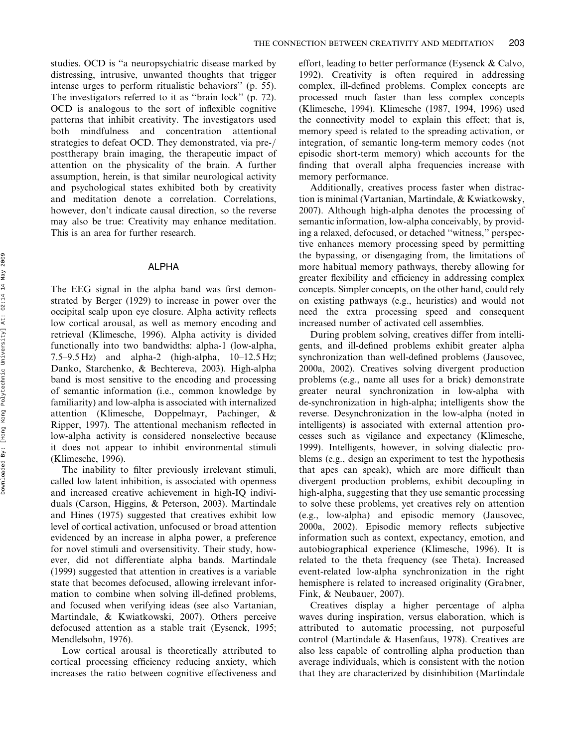studies. OCD is "a neuropsychiatric disease marked by distressing, intrusive, unwanted thoughts that trigger intense urges to perform ritualistic behaviors" (p. 55). The investigators referred to it as "brain lock" (p. 72). OCD is analogous to the sort of inflexible cognitive patterns that inhibit creativity. The investigators used both mindfulness and concentration attentional strategies to defeat OCD. They demonstrated, via pre-/posttherapy brain imaging, the therapeutic impact of attention on the physicality of the brain. A further assumption, herein, is that similar neurological activity and psychological states exhibited both by creativity and meditation denote a correlation. Correlations, however, don't indicate causal direction, so the reverse may also be true: Creativity may enhance meditation. This is an area for further research.

## ALPHA

The EEG signal in the alpha band was first demonstrated by Berger (1929) to increase in power over the occipital scalp upon eye closure. Alpha activity reflects low cortical arousal, as well as memory encoding and retrieval (Klimesche, 1996). Alpha activity is divided functionally into two bandwidths: alpha-1 (low-alpha, 7.5–9.5 Hz) and alpha-2 (high-alpha, 10–12.5 Hz; Danko, Starchenko, & Bechtereva, 2003). High-alpha band is most sensitive to the encoding and processing of semantic information (i.e., common knowledge by familiarity) and low-alpha is associated with internalized attention (Klimesche, Doppelmayr, Pachinger, & Ripper, 1997). The attentional mechanism reflected in low-alpha activity is considered nonselective because it does not appear to inhibit environmental stimuli (Klimesche, 1996).

The inability to filter previously irrelevant stimuli, called low latent inhibition, is associated with openness and increased creative achievement in high-IQ individuals (Carson, Higgins, & Peterson, 2003). Martindale and Hines (1975) suggested that creatives exhibit low level of cortical activation, unfocused or broad attention evidenced by an increase in alpha power, a preference for novel stimuli and oversensitivity. Their study, however, did not differentiate alpha bands. Martindale (1999) suggested that attention in creatives is a variable state that becomes defocused, allowing irrelevant information to combine when solving ill-defined problems, and focused when verifying ideas (see also Vartanian, Martindale, & Kwiatkowski, 2007). Others perceive defocused attention as a stable trait (Eysenck, 1995; Mendlelsohn, 1976).

Low cortical arousal is theoretically attributed to cortical processing efficiency reducing anxiety, which increases the ratio between cognitive effectiveness and effort, leading to better performance (Eysenck & Calvo, 1992). Creativity is often required in addressing complex, ill-defined problems. Complex concepts are processed much faster than less complex concepts (Klimesche, 1994). Klimesche (1987, 1994, 1996) used the connectivity model to explain this effect; that is, memory speed is related to the spreading activation, or integration, of semantic long-term memory codes (not episodic short-term memory) which accounts for the finding that overall alpha frequencies increase with memory performance.

Additionally, creatives process faster when distraction is minimal (Vartanian, Martindale, & Kwiatkowsky, 2007). Although high-alpha denotes the processing of semantic information, low-alpha conceivably, by providing a relaxed, defocused, or detached "witness," perspective enhances memory processing speed by permitting the bypassing, or disengaging from, the limitations of more habitual memory pathways, thereby allowing for greater flexibility and efficiency in addressing complex concepts. Simpler concepts, on the other hand, could rely on existing pathways (e.g., heuristics) and would not need the extra processing speed and consequent increased number of activated cell assemblies.

During problem solving, creatives differ from intelligents, and ill-defined problems exhibit greater alpha synchronization than well-defined problems (Jausovec, 2000a, 2002). Creatives solving divergent production problems (e.g., name all uses for a brick) demonstrate greater neural synchronization in low-alpha with de-synchronization in high-alpha; intelligents show the reverse. Desynchronization in the low-alpha (noted in intelligents) is associated with external attention processes such as vigilance and expectancy (Klimesche, 1999). Intelligents, however, in solving dialectic problems (e.g., design an experiment to test the hypothesis that apes can speak), which are more difficult than divergent production problems, exhibit decoupling in high-alpha, suggesting that they use semantic processing to solve these problems, yet creatives rely on attention (e.g., low-alpha) and episodic memory (Jausovec, 2000a, 2002). Episodic memory reflects subjective information such as context, expectancy, emotion, and autobiographical experience (Klimesche, 1996). It is related to the theta frequency (see Theta). Increased event-related low-alpha synchronization in the right hemisphere is related to increased originality (Grabner, Fink, & Neubauer, 2007).

Creatives display a higher percentage of alpha waves during inspiration, versus elaboration, which is attributed to automatic processing, not purposeful control (Martindale & Hasenfaus, 1978). Creatives are also less capable of controlling alpha production than average individuals, which is consistent with the notion that they are characterized by disinhibition (Martindale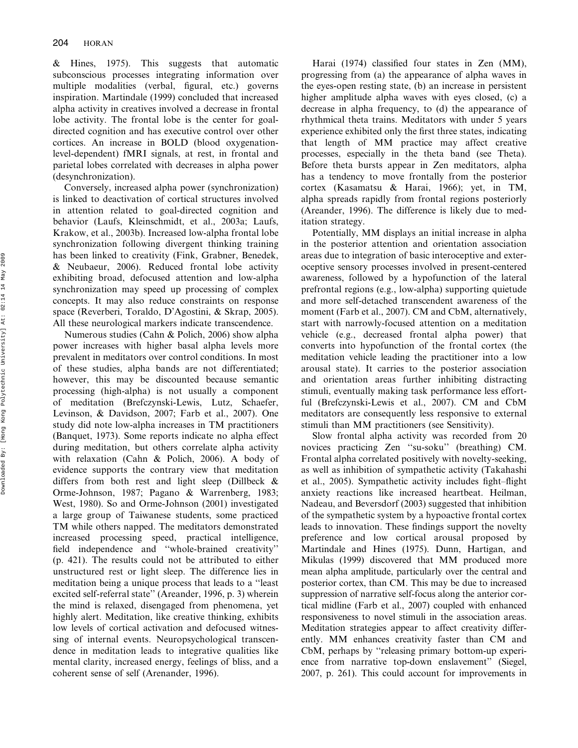& Hines, 1975). This suggests that automatic subconscious processes integrating information over multiple modalities (verbal, figural, etc.) governs inspiration. Martindale (1999) concluded that increased alpha activity in creatives involved a decrease in frontal lobe activity. The frontal lobe is the center for goal-directed cognition and has executive control over other cortices. An increase in BOLD (blood oxygenation-level-dependent) fMRI signals, at rest, in frontal and parietal lobes correlated with decreases in alpha power (desynchronization).

Conversely, increased alpha power (synchronization) is linked to deactivation of cortical structures involved in attention related to goal-directed cognition and behavior (Laufs, Kleinschmidt, et al., 2003a; Laufs, Krakow, et al., 2003b). Increased low-alpha frontal lobe synchronization following divergent thinking training has been linked to creativity (Fink, Grabner, Benedek, & Neubaeur, 2006). Reduced frontal lobe activity exhibiting broad, defocused attention and low-alpha synchronization may speed up processing of complex concepts. It may also reduce constraints on response space (Reverberi, Toraldo, D'Agostini, & Skrap, 2005). All these neurological markers indicate transcendence.

Numerous studies (Cahn & Polich, 2006) show alpha power increases with higher basal alpha levels more prevalent in meditators over control conditions. In most of these studies, alpha bands are not differentiated; however, this may be discounted because semantic processing (high-alpha) is not usually a component of meditation (Brefczynski-Lewis, Lutz, Schaefer, Levinson, & Davidson, 2007; Farb et al., 2007). One study did note low-alpha increases in TM practitioners (Banquet, 1973). Some reports indicate no alpha effect during meditation, but others correlate alpha activity with relaxation (Cahn & Polich, 2006). A body of evidence supports the contrary view that meditation differs from both rest and light sleep (Dillbeck & Orme-Johnson, 1987; Pagano & Warrenberg, 1983; West, 1980). So and Orme-Johnson (2001) investigated a large group of Taiwanese students, some practiced TM while others napped. The meditators demonstrated increased processing speed, practical intelligence, field independence and "whole-brained creativity" (p. 421). The results could not be attributed to either unstructured rest or light sleep. The difference lies in meditation being a unique process that leads to a "least excited self-referral state" (Areander, 1996, p. 3) wherein the mind is relaxed, disengaged from phenomena, yet highly alert. Meditation, like creative thinking, exhibits low levels of cortical activation and defocused witnessing of internal events. Neuropsychological transcendence in meditation leads to integrative qualities like mental clarity, increased energy, feelings of bliss, and a coherent sense of self (Arenander, 1996).

Harai (1974) classified four states in Zen (MM), progressing from (a) the appearance of alpha waves in the eyes-open resting state, (b) an increase in persistent higher amplitude alpha waves with eyes closed, (c) a decrease in alpha frequency, to (d) the appearance of rhythmical theta trains. Meditators with under 5 years experience exhibited only the first three states, indicating that length of MM practice may affect creative processes, especially in the theta band (see Theta). Before theta bursts appear in Zen meditators, alpha has a tendency to move frontally from the posterior cortex (Kasamatsu & Harai, 1966); yet, in TM, alpha spreads rapidly from frontal regions posteriorly (Areander, 1996). The difference is likely due to meditation strategy.

Potentially, MM displays an initial increase in alpha in the posterior attention and orientation association areas due to integration of basic interoceptive and exteroceptive sensory processes involved in present-centered awareness, followed by a hypofunction of the lateral prefrontal regions (e.g., low-alpha) supporting quietude and more self-detached transcendent awareness of the moment (Farb et al., 2007). CM and CbM, alternatively, start with narrowly-focused attention on a meditation vehicle (e.g., decreased frontal alpha power) that converts into hypofunction of the frontal cortex (the meditation vehicle leading the practitioner into a low arousal state). It carries to the posterior association and orientation areas further inhibiting distracting stimuli, eventually making task performance less effortful (Brefczynski-Lewis et al., 2007). CM and CbM meditators are consequently less responsive to external stimuli than MM practitioners (see Sensitivity).

Slow frontal alpha activity was recorded from 20 novices practicing Zen "su-soku" (breathing) CM. Frontal alpha correlated positively with novelty-seeking, as well as inhibition of sympathetic activity (Takahashi et al., 2005). Sympathetic activity includes fight–flight anxiety reactions like increased heartbeat. Heilman, Nadeau, and Beversdorf (2003) suggested that inhibition of the sympathetic system by a hypoactive frontal cortex leads to innovation. These findings support the novelty preference and low cortical arousal proposed by Martindale and Hines (1975). Dunn, Hartigan, and Mikulas (1999) discovered that MM produced more mean alpha amplitude, particularly over the central and posterior cortex, than CM. This may be due to increased suppression of narrative self-focus along the anterior cortical midline (Farb et al., 2007) coupled with enhanced responsiveness to novel stimuli in the association areas. Meditation strategies appear to affect creativity differently. MM enhances creativity faster than CM and CbM, perhaps by "releasing primary bottom-up experience from narrative top-down enslavement" (Siegel, 2007, p. 261). This could account for improvements in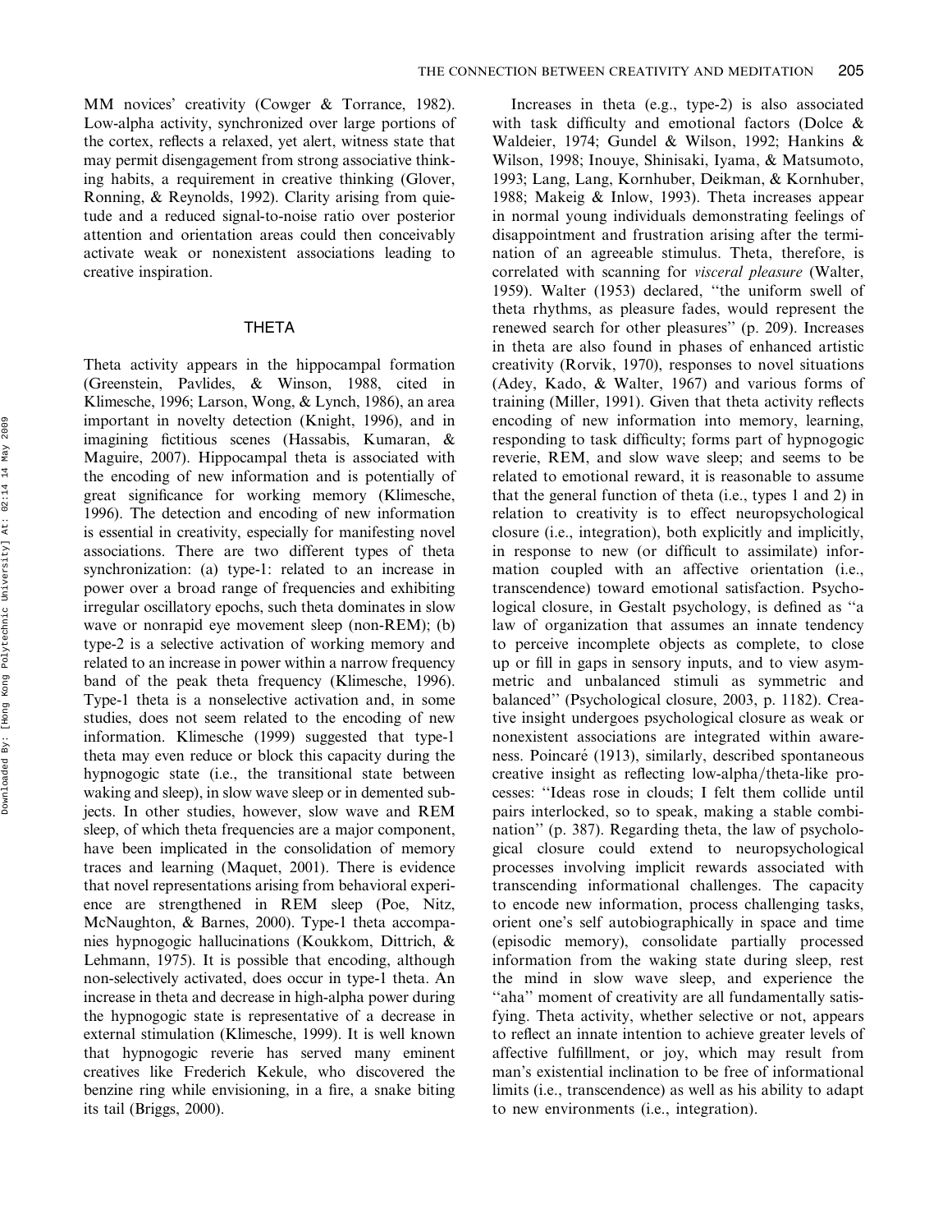MM novices' creativity (Cowger & Torrance, 1982). Low-alpha activity, synchronized over large portions of the cortex, reflects a relaxed, yet alert, witness state that may permit disengagement from strong associative thinking habits, a requirement in creative thinking (Glover, Ronning, & Reynolds, 1992). Clarity arising from quietude and a reduced signal-to-noise ratio over posterior attention and orientation areas could then conceivably activate weak or nonexistent associations leading to creative inspiration.

## THETA

Theta activity appears in the hippocampal formation (Greenstein, Pavlides, & Winson, 1988, cited in Klimesche, 1996; Larson, Wong, & Lynch, 1986), an area important in novelty detection (Knight, 1996), and in imagining fictitious scenes (Hassabis, Kumaran, & Maguire, 2007). Hippocampal theta is associated with the encoding of new information and is potentially of great significance for working memory (Klimesche, 1996). The detection and encoding of new information is essential in creativity, especially for manifesting novel associations. There are two different types of theta synchronization: (a) type-1: related to an increase in power over a broad range of frequencies and exhibiting irregular oscillatory epochs, such theta dominates in slow wave or nonrapid eye movement sleep (non-REM); (b) type-2 is a selective activation of working memory and related to an increase in power within a narrow frequency band of the peak theta frequency (Klimesche, 1996). Type-1 theta is a nonselective activation and, in some studies, does not seem related to the encoding of new information. Klimesche (1999) suggested that type-1 theta may even reduce or block this capacity during the hypnogogic state (i.e., the transitional state between waking and sleep), in slow wave sleep or in demented subjects. In other studies, however, slow wave and REM sleep, of which theta frequencies are a major component, have been implicated in the consolidation of memory traces and learning (Maquet, 2001). There is evidence that novel representations arising from behavioral experience are strengthened in REM sleep (Poe, Nitz, McNaughton, & Barnes, 2000). Type-1 theta accompanies hypnogogic hallucinations (Koukkom, Dittrich, & Lehmann, 1975). It is possible that encoding, although non-selectively activated, does occur in type-1 theta. An increase in theta and decrease in high-alpha power during the hypnogogic state is representative of a decrease in external stimulation (Klimesche, 1999). It is well known that hypnogogic reverie has served many eminent creatives like Frederich Kekule, who discovered the benzine ring while envisioning, in a fire, a snake biting its tail (Briggs, 2000).

Increases in theta (e.g., type-2) is also associated with task difficulty and emotional factors (Dolce & Waldeier, 1974; Gundel & Wilson, 1992; Hankins & Wilson, 1998; Inouye, Shinisaki, Iyama, & Matsumoto, 1993; Lang, Lang, Kornhuber, Deikman, & Kornhuber, 1988; Makeig & Inlow, 1993). Theta increases appear in normal young individuals demonstrating feelings of disappointment and frustration arising after the termination of an agreeable stimulus. Theta, therefore, is correlated with scanning for *visceral pleasure* (Walter, 1959). Walter (1953) declared, "the uniform swell of theta rhythms, as pleasure fades, would represent the renewed search for other pleasures" (p. 209). Increases in theta are also found in phases of enhanced artistic creativity (Rorvik, 1970), responses to novel situations (Adey, Kado, & Walter, 1967) and various forms of training (Miller, 1991). Given that theta activity reflects encoding of new information into memory, learning, responding to task difficulty; forms part of hypnogogic reverie, REM, and slow wave sleep; and seems to be related to emotional reward, it is reasonable to assume that the general function of theta (i.e., types 1 and 2) in relation to creativity is to effect neuropsychological closure (i.e., integration), both explicitly and implicitly, in response to new (or difficult to assimilate) information coupled with an affective orientation (i.e., transcendence) toward emotional satisfaction. Psychological closure, in Gestalt psychology, is defined as "a law of organization that assumes an innate tendency to perceive incomplete objects as complete, to close up or fill in gaps in sensory inputs, and to view asymmetric and unbalanced stimuli as symmetric and balanced" (Psychological closure, 2003, p. 1182). Creative insight undergoes psychological closure as weak or nonexistent associations are integrated within awareness. Poincaré (1913), similarly, described spontaneous creative insight as reflecting low-alpha/theta-like processes: "Ideas rose in clouds; I felt them collide until pairs interlocked, so to speak, making a stable combination" (p. 387). Regarding theta, the law of psychological closure could extend to neuropsychological processes involving implicit rewards associated with transcending informational challenges. The capacity to encode new information, process challenging tasks, orient one's self autobiographically in space and time (episodic memory), consolidate partially processed information from the waking state during sleep, rest the mind in slow wave sleep, and experience the "aha" moment of creativity are all fundamentally satisfying. Theta activity, whether selective or not, appears to reflect an innate intention to achieve greater levels of affective fulfillment, or joy, which may result from man's existential inclination to be free of informational limits (i.e., transcendence) as well as his ability to adapt to new environments (i.e., integration).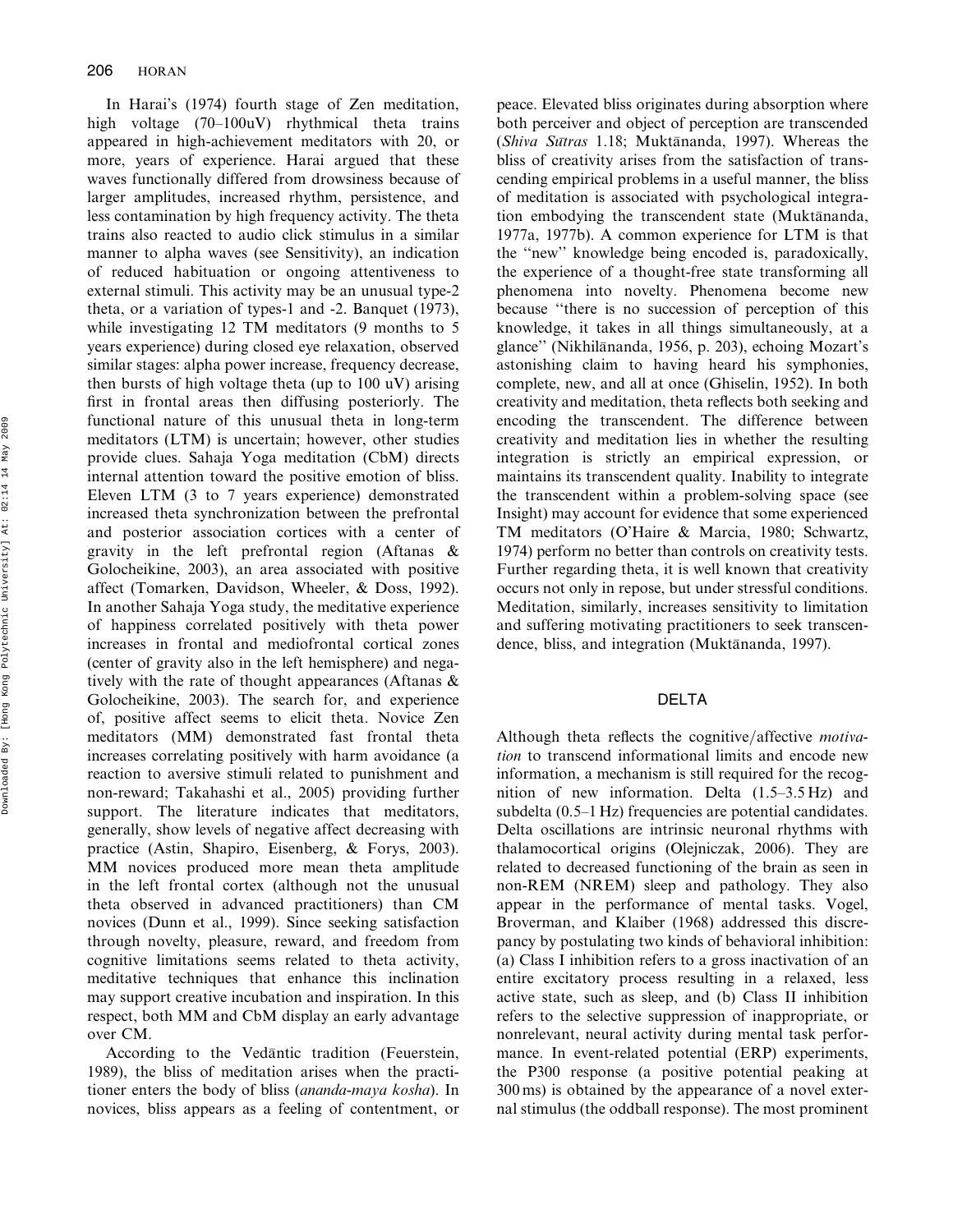In Harai's (1974) fourth stage of Zen meditation, high voltage (70–100uV) rhythmical theta trains appeared in high-achievement meditators with 20, or more, years of experience. Harai argued that these waves functionally differed from drowsiness because of larger amplitudes, increased rhythm, persistence, and less contamination by high frequency activity. The theta trains also reacted to audio click stimulus in a similar manner to alpha waves (see Sensitivity), an indication of reduced habituation or ongoing attentiveness to external stimuli. This activity may be an unusual type-2 theta, or a variation of types-1 and -2. Banquet (1973), while investigating 12 TM meditators (9 months to 5 years experience) during closed eye relaxation, observed similar stages: alpha power increase, frequency decrease, then bursts of high voltage theta (up to 100 uV) arising first in frontal areas then diffusing posteriorly. The functional nature of this unusual theta in long-term meditators (LTM) is uncertain; however, other studies provide clues. Sahaja Yoga meditation (CbM) directs internal attention toward the positive emotion of bliss. Eleven LTM (3 to 7 years experience) demonstrated increased theta synchronization between the prefrontal and posterior association cortices with a center of gravity in the left prefrontal region (Aftanas & Golocheikine, 2003), an area associated with positive affect (Tomarken, Davidson, Wheeler, & Doss, 1992). In another Sahaja Yoga study, the meditative experience of happiness correlated positively with theta power increases in frontal and mediofrontal cortical zones (center of gravity also in the left hemisphere) and negatively with the rate of thought appearances (Aftanas & Golocheikine, 2003). The search for, and experience of, positive affect seems to elicit theta. Novice Zen meditators (MM) demonstrated fast frontal theta increases correlating positively with harm avoidance (a reaction to aversive stimuli related to punishment and non-reward; Takahashi et al., 2005) providing further support. The literature indicates that meditators, generally, show levels of negative affect decreasing with practice (Astin, Shapiro, Eisenberg, & Forys, 2003). MM novices produced more mean theta amplitude in the left frontal cortex (although not the unusual theta observed in advanced practitioners) than CM novices (Dunn et al., 1999). Since seeking satisfaction through novelty, pleasure, reward, and freedom from cognitive limitations seems related to theta activity, meditative techniques that enhance this inclination may support creative incubation and inspiration. In this respect, both MM and CbM display an early advantage over CM.

According to the Vedāntic tradition (Feuerstein, 1989), the bliss of meditation arises when the practitioner enters the body of bliss (*ananda-maya kosha*). In novices, bliss appears as a feeling of contentment, or peace. Elevated bliss originates during absorption where both perceiver and object of perception are transcended (*Shiva Sūtras* 1.18; Muktānanda, 1997). Whereas the bliss of creativity arises from the satisfaction of transcending empirical problems in a useful manner, the bliss of meditation is associated with psychological integration embodying the transcendent state (Muktānanda, 1977a, 1977b). A common experience for LTM is that the "new" knowledge being encoded is, paradoxically, the experience of a thought-free state transforming all phenomena into novelty. Phenomena become new because "there is no succession of perception of this knowledge, it takes in all things simultaneously, at a glance" (Nikhilānanda, 1956, p. 203), echoing Mozart's astonishing claim to having heard his symphonies, complete, new, and all at once (Ghiselin, 1952). In both creativity and meditation, theta reflects both seeking and encoding the transcendent. The difference between creativity and meditation lies in whether the resulting integration is strictly an empirical expression, or maintains its transcendent quality. Inability to integrate the transcendent within a problem-solving space (see Insight) may account for evidence that some experienced TM meditators (O'Haire & Marcia, 1980; Schwartz, 1974) perform no better than controls on creativity tests. Further regarding theta, it is well known that creativity occurs not only in repose, but under stressful conditions. Meditation, similarly, increases sensitivity to limitation and suffering motivating practitioners to seek transcendence, bliss, and integration (Muktānanda, 1997).

## DELTA

Although theta reflects the cognitive/affective *motivation* to transcend informational limits and encode new information, a mechanism is still required for the recognition of new information. Delta (1.5–3.5 Hz) and subdelta (0.5–1 Hz) frequencies are potential candidates. Delta oscillations are intrinsic neuronal rhythms with thalamocortical origins (Olejniczak, 2006). They are related to decreased functioning of the brain as seen in non-REM (NREM) sleep and pathology. They also appear in the performance of mental tasks. Vogel, Broverman, and Klaiber (1968) addressed this discrepancy by postulating two kinds of behavioral inhibition: (a) Class I inhibition refers to a gross inactivation of an entire excitatory process resulting in a relaxed, less active state, such as sleep, and (b) Class II inhibition refers to the selective suppression of inappropriate, or nonrelevant, neural activity during mental task performance. In event-related potential (ERP) experiments, the P300 response (a positive potential peaking at 300 ms) is obtained by the appearance of a novel external stimulus (the oddball response). The most prominent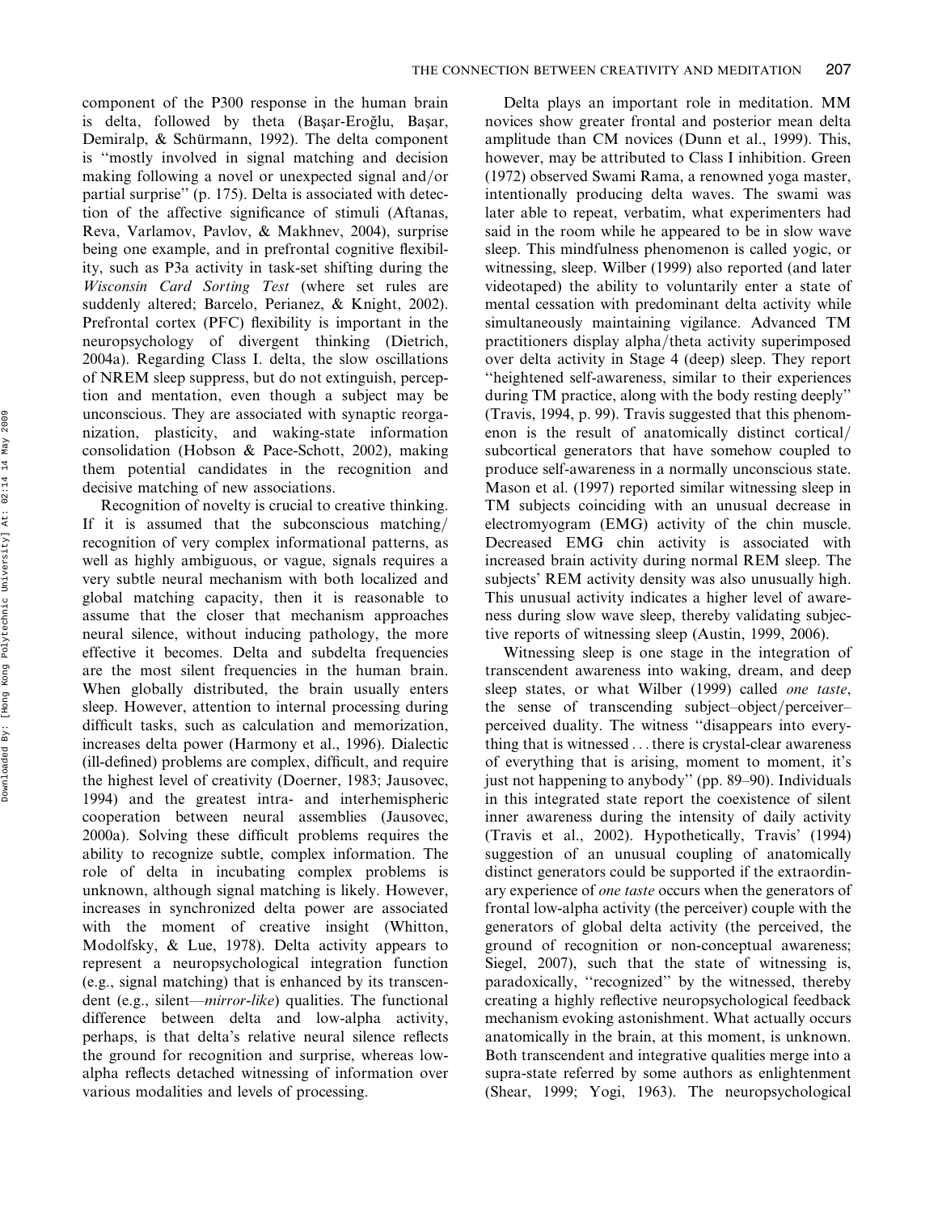component of the P300 response in the human brain is delta, followed by theta (Başar-Eroğlu, Başar, Demiralp, & Schürmann, 1992). The delta component is ''mostly involved in signal matching and decision making following a novel or unexpected signal and/or partial surprise'' (p. 175). Delta is associated with detection of the affective significance of stimuli (Aftanas, Reva, Varlamov, Pavlov, & Makhnev, 2004), surprise being one example, and in prefrontal cognitive flexibility, such as P3a activity in task-set shifting during the *Wisconsin Card Sorting Test* (where set rules are suddenly altered; Barcelo, Perianez, & Knight, 2002). Prefrontal cortex (PFC) flexibility is important in the neuropsychology of divergent thinking (Dietrich, 2004a). Regarding Class I. delta, the slow oscillations of NREM sleep suppress, but do not extinguish, perception and mentation, even though a subject may be unconscious. They are associated with synaptic reorganization, plasticity, and waking-state information consolidation (Hobson & Pace-Schott, 2002), making them potential candidates in the recognition and decisive matching of new associations.

Recognition of novelty is crucial to creative thinking. If it is assumed that the subconscious matching/recognition of very complex informational patterns, as well as highly ambiguous, or vague, signals requires a very subtle neural mechanism with both localized and global matching capacity, then it is reasonable to assume that the closer that mechanism approaches neural silence, without inducing pathology, the more effective it becomes. Delta and subdelta frequencies are the most silent frequencies in the human brain. When globally distributed, the brain usually enters sleep. However, attention to internal processing during difficult tasks, such as calculation and memorization, increases delta power (Harmony et al., 1996). Dialectic (ill-defined) problems are complex, difficult, and require the highest level of creativity (Doerner, 1983; Jausovec, 1994) and the greatest intra- and interhemispheric cooperation between neural assemblies (Jausovec, 2000a). Solving these difficult problems requires the ability to recognize subtle, complex information. The role of delta in incubating complex problems is unknown, although signal matching is likely. However, increases in synchronized delta power are associated with the moment of creative insight (Whitton, Modolfsky, & Lue, 1978). Delta activity appears to represent a neuropsychological integration function (e.g., signal matching) that is enhanced by its transcendent (e.g., silent—*mirror-like*) qualities. The functional difference between delta and low-alpha activity, perhaps, is that delta's relative neural silence reflects the ground for recognition and surprise, whereas low-alpha reflects detached witnessing of information over various modalities and levels of processing.

Delta plays an important role in meditation. MM novices show greater frontal and posterior mean delta amplitude than CM novices (Dunn et al., 1999). This, however, may be attributed to Class I inhibition. Green (1972) observed Swami Rama, a renowned yoga master, intentionally producing delta waves. The swami was later able to repeat, verbatim, what experimenters had said in the room while he appeared to be in slow wave sleep. This mindfulness phenomenon is called yogic, or witnessing, sleep. Wilber (1999) also reported (and later videotaped) the ability to voluntarily enter a state of mental cessation with predominant delta activity while simultaneously maintaining vigilance. Advanced TM practitioners display alpha/theta activity superimposed over delta activity in Stage 4 (deep) sleep. They report ''heightened self-awareness, similar to their experiences during TM practice, along with the body resting deeply'' (Travis, 1994, p. 99). Travis suggested that this phenomenon is the result of anatomically distinct cortical/subcortical generators that have somehow coupled to produce self-awareness in a normally unconscious state. Mason et al. (1997) reported similar witnessing sleep in TM subjects coinciding with an unusual decrease in electromyogram (EMG) activity of the chin muscle. Decreased EMG chin activity is associated with increased brain activity during normal REM sleep. The subjects' REM activity density was also unusually high. This unusual activity indicates a higher level of awareness during slow wave sleep, thereby validating subjective reports of witnessing sleep (Austin, 1999, 2006).

Witnessing sleep is one stage in the integration of transcendent awareness into waking, dream, and deep sleep states, or what Wilber (1999) called *one taste*, the sense of transcending subject–object/perceiver–perceived duality. The witness ''disappears into everything that is witnessed . . . there is crystal-clear awareness of everything that is arising, moment to moment, it's just not happening to anybody'' (pp. 89–90). Individuals in this integrated state report the coexistence of silent inner awareness during the intensity of daily activity (Travis et al., 2002). Hypothetically, Travis' (1994) suggestion of an unusual coupling of anatomically distinct generators could be supported if the extraordinary experience of *one taste* occurs when the generators of frontal low-alpha activity (the perceiver) couple with the generators of global delta activity (the perceived, the ground of recognition or non-conceptual awareness; Siegel, 2007), such that the state of witnessing is, paradoxically, ''recognized'' by the witnessed, thereby creating a highly reflective neuropsychological feedback mechanism evoking astonishment. What actually occurs anatomically in the brain, at this moment, is unknown. Both transcendent and integrative qualities merge into a supra-state referred by some authors as enlightenment (Shear, 1999; Yogi, 1963). The neuropsychological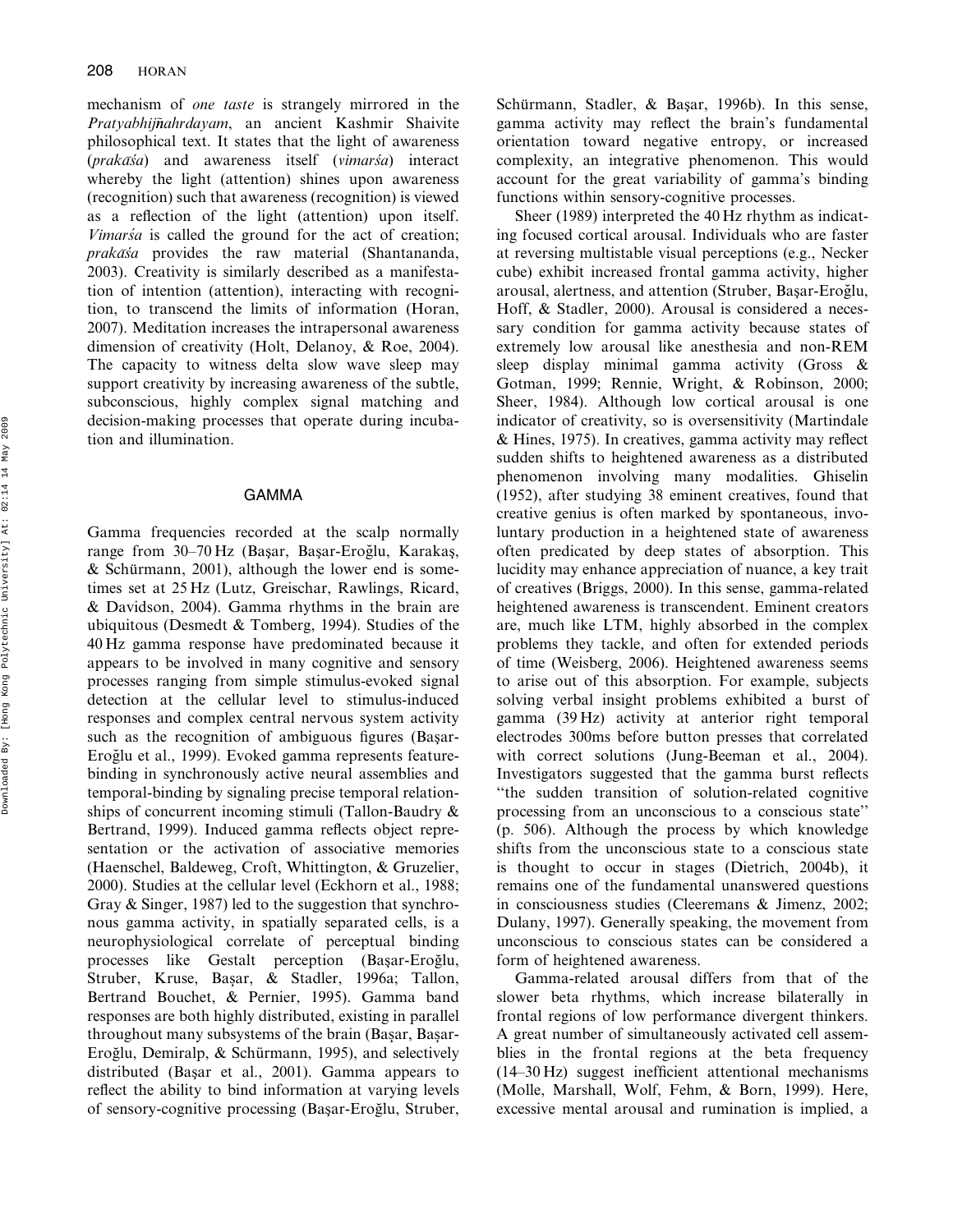mechanism of *one taste* is strangely mirrored in the *Pratyabhijñahrdayam*, an ancient Kashmir Shaivite philosophical text. It states that the light of awareness (*prakāśa*) and awareness itself (*vimarśa*) interact whereby the light (attention) shines upon awareness (recognition) such that awareness (recognition) is viewed as a reflection of the light (attention) upon itself. *Vimarśa* is called the ground for the act of creation; *prakāśa* provides the raw material (Shantananda, 2003). Creativity is similarly described as a manifestation of intention (attention), interacting with recognition, to transcend the limits of information (Horan, 2007). Meditation increases the intrapersonal awareness dimension of creativity (Holt, Delanoy, & Roe, 2004). The capacity to witness delta slow wave sleep may support creativity by increasing awareness of the subtle, subconscious, highly complex signal matching and decision-making processes that operate during incubation and illumination.

## GAMMA

Gamma frequencies recorded at the scalp normally range from 30–70 Hz (Başar, Başar-Eroğlu, Karakaş, & Schürmann, 2001), although the lower end is sometimes set at 25 Hz (Lutz, Greischar, Rawlings, Ricard, & Davidson, 2004). Gamma rhythms in the brain are ubiquitous (Desmedt & Tomberg, 1994). Studies of the 40 Hz gamma response have predominated because it appears to be involved in many cognitive and sensory processes ranging from simple stimulus-evoked signal detection at the cellular level to stimulus-induced responses and complex central nervous system activity such as the recognition of ambiguous figures (Başar-Eroğlu et al., 1999). Evoked gamma represents feature-binding in synchronously active neural assemblies and temporal-binding by signaling precise temporal relationships of concurrent incoming stimuli (Tallon-Baudry & Bertrand, 1999). Induced gamma reflects object representation or the activation of associative memories (Haenschel, Baldeweg, Croft, Whittington, & Gruzelier, 2000). Studies at the cellular level (Eckhorn et al., 1988; Gray & Singer, 1987) led to the suggestion that synchronous gamma activity, in spatially separated cells, is a neurophysiological correlate of perceptual binding processes like Gestalt perception (Başar-Eroğlu, Struber, Kruse, Başar, & Stadler, 1996a; Tallon, Bertrand Bouchet, & Pernier, 1995). Gamma band responses are both highly distributed, existing in parallel throughout many subsystems of the brain (Başar, Başar-Eroğlu, Demiralp, & Schürmann, 1995), and selectively distributed (Başar et al., 2001). Gamma appears to reflect the ability to bind information at varying levels of sensory-cognitive processing (Başar-Eroğlu, Struber, Schürmann, Stadler, & Başar, 1996b). In this sense, gamma activity may reflect the brain's fundamental orientation toward negative entropy, or increased complexity, an integrative phenomenon. This would account for the great variability of gamma's binding functions within sensory-cognitive processes.

Sheer (1989) interpreted the 40 Hz rhythm as indicating focused cortical arousal. Individuals who are faster at reversing multistable visual perceptions (e.g., Necker cube) exhibit increased frontal gamma activity, higher arousal, alertness, and attention (Struber, Başar-Eroğlu, Hoff, & Stadler, 2000). Arousal is considered a necessary condition for gamma activity because states of extremely low arousal like anesthesia and non-REM sleep display minimal gamma activity (Gross & Gotman, 1999; Rennie, Wright, & Robinson, 2000; Sheer, 1984). Although low cortical arousal is one indicator of creativity, so is oversensitivity (Martindale & Hines, 1975). In creatives, gamma activity may reflect sudden shifts to heightened awareness as a distributed phenomenon involving many modalities. Ghiselin (1952), after studying 38 eminent creatives, found that creative genius is often marked by spontaneous, involuntary production in a heightened state of awareness often predicated by deep states of absorption. This lucidity may enhance appreciation of nuance, a key trait of creatives (Briggs, 2000). In this sense, gamma-related heightened awareness is transcendent. Eminent creators are, much like LTM, highly absorbed in the complex problems they tackle, and often for extended periods of time (Weisberg, 2006). Heightened awareness seems to arise out of this absorption. For example, subjects solving verbal insight problems exhibited a burst of gamma (39 Hz) activity at anterior right temporal electrodes 300ms before button presses that correlated with correct solutions (Jung-Beeman et al., 2004). Investigators suggested that the gamma burst reflects "the sudden transition of solution-related cognitive processing from an unconscious to a conscious state" (p. 506). Although the process by which knowledge shifts from the unconscious state to a conscious state is thought to occur in stages (Dietrich, 2004b), it remains one of the fundamental unanswered questions in consciousness studies (Cleeremans & Jimenz, 2002; Dulany, 1997). Generally speaking, the movement from unconscious to conscious states can be considered a form of heightened awareness.

Gamma-related arousal differs from that of the slower beta rhythms, which increase bilaterally in frontal regions of low performance divergent thinkers. A great number of simultaneously activated cell assemblies in the frontal regions at the beta frequency (14–30 Hz) suggest inefficient attentional mechanisms (Molle, Marshall, Wolf, Fehm, & Born, 1999). Here, excessive mental arousal and rumination is implied, a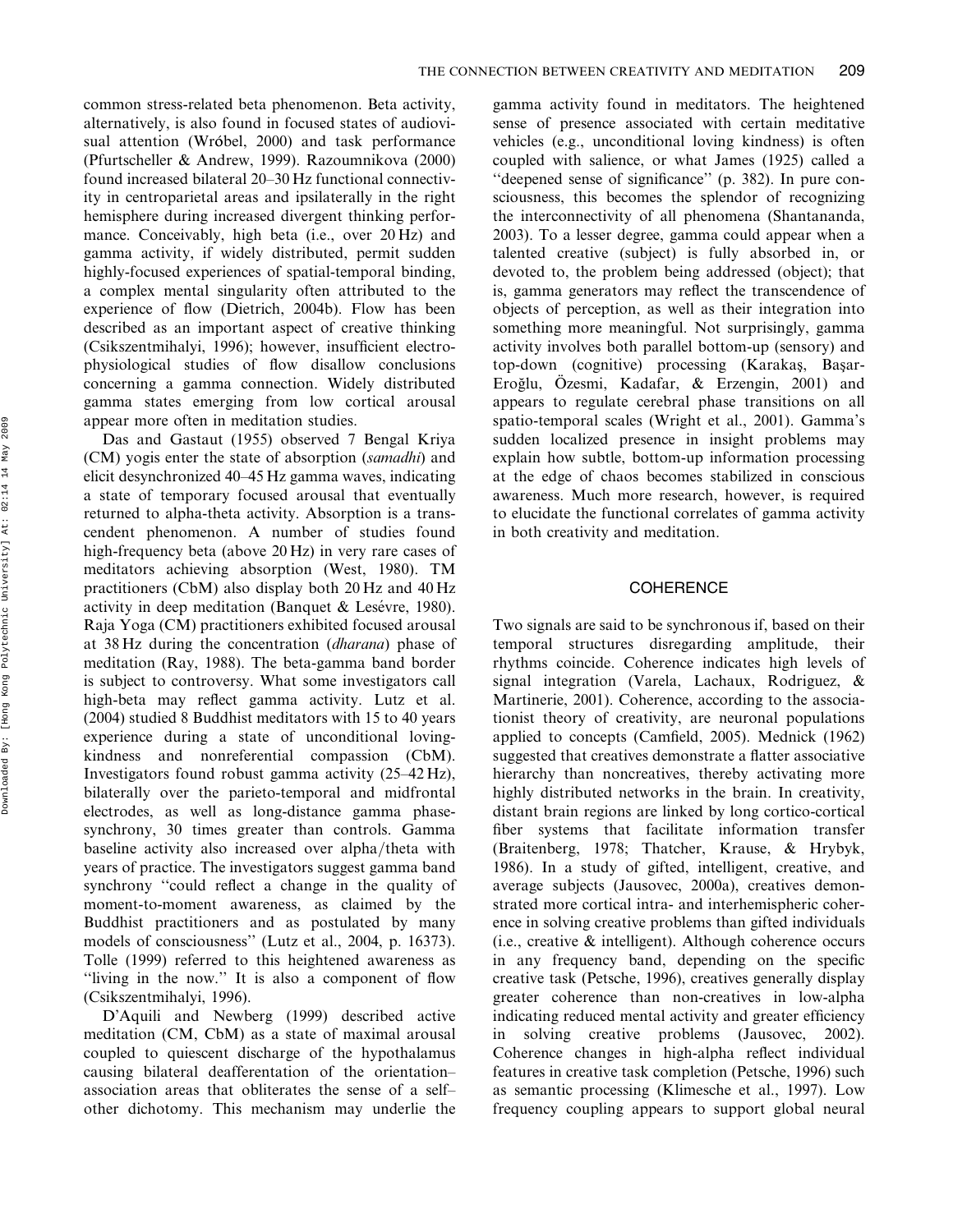common stress-related beta phenomenon. Beta activity, alternatively, is also found in focused states of audiovisual attention (Wróbel, 2000) and task performance (Pfurtscheller & Andrew, 1999). Razoumnikova (2000) found increased bilateral 20–30 Hz functional connectivity in centroparietal areas and ipsilaterally in the right hemisphere during increased divergent thinking performance. Conceivably, high beta (i.e., over 20 Hz) and gamma activity, if widely distributed, permit sudden highly-focused experiences of spatial-temporal binding, a complex mental singularity often attributed to the experience of flow (Dietrich, 2004b). Flow has been described as an important aspect of creative thinking (Csikszentmihalyi, 1996); however, insufficient electrophysiological studies of flow disallow conclusions concerning a gamma connection. Widely distributed gamma states emerging from low cortical arousal appear more often in meditation studies.

Das and Gastaut (1955) observed 7 Bengal Kriya (CM) yogis enter the state of absorption (*samadhi*) and elicit desynchronized 40–45 Hz gamma waves, indicating a state of temporary focused arousal that eventually returned to alpha-theta activity. Absorption is a transcendent phenomenon. A number of studies found high-frequency beta (above 20 Hz) in very rare cases of meditators achieving absorption (West, 1980). TM practitioners (CbM) also display both 20 Hz and 40 Hz activity in deep meditation (Banquet & Lesévre, 1980). Raja Yoga (CM) practitioners exhibited focused arousal at 38 Hz during the concentration (*dharana*) phase of meditation (Ray, 1988). The beta-gamma band border is subject to controversy. What some investigators call high-beta may reflect gamma activity. Lutz et al. (2004) studied 8 Buddhist meditators with 15 to 40 years experience during a state of unconditional loving-kindness and nonreferential compassion (CbM). Investigators found robust gamma activity (25–42 Hz), bilaterally over the parieto-temporal and midfrontal electrodes, as well as long-distance gamma phase-synchrony, 30 times greater than controls. Gamma baseline activity also increased over alpha/theta with years of practice. The investigators suggest gamma band synchrony "could reflect a change in the quality of moment-to-moment awareness, as claimed by the Buddhist practitioners and as postulated by many models of consciousness" (Lutz et al., 2004, p. 16373). Tolle (1999) referred to this heightened awareness as "living in the now." It is also a component of flow (Csikszentmihalyi, 1996).

D'Aquili and Newberg (1999) described active meditation (CM, CbM) as a state of maximal arousal coupled to quiescent discharge of the hypothalamus causing bilateral deafferentation of the orientation–association areas that obliterates the sense of a self–other dichotomy. This mechanism may underlie the gamma activity found in meditators. The heightened sense of presence associated with certain meditative vehicles (e.g., unconditional loving kindness) is often coupled with salience, or what James (1925) called a "deepened sense of significance" (p. 382). In pure consciousness, this becomes the splendor of recognizing the interconnectivity of all phenomena (Shantananda, 2003). To a lesser degree, gamma could appear when a talented creative (subject) is fully absorbed in, or devoted to, the problem being addressed (object); that is, gamma generators may reflect the transcendence of objects of perception, as well as their integration into something more meaningful. Not surprisingly, gamma activity involves both parallel bottom-up (sensory) and top-down (cognitive) processing (Karakaş, Başar-Eroğlu, Özesmi, Kadafar, & Erzengin, 2001) and appears to regulate cerebral phase transitions on all spatio-temporal scales (Wright et al., 2001). Gamma's sudden localized presence in insight problems may explain how subtle, bottom-up information processing at the edge of chaos becomes stabilized in conscious awareness. Much more research, however, is required to elucidate the functional correlates of gamma activity in both creativity and meditation.

## COHERENCE

Two signals are said to be synchronous if, based on their temporal structures disregarding amplitude, their rhythms coincide. Coherence indicates high levels of signal integration (Varela, Lachaux, Rodriguez, & Martinerie, 2001). Coherence, according to the associationist theory of creativity, are neuronal populations applied to concepts (Camfield, 2005). Mednick (1962) suggested that creatives demonstrate a flatter associative hierarchy than noncreatives, thereby activating more highly distributed networks in the brain. In creativity, distant brain regions are linked by long cortico-cortical fiber systems that facilitate information transfer (Braitenberg, 1978; Thatcher, Krause, & Hrybyk, 1986). In a study of gifted, intelligent, creative, and average subjects (Jausovec, 2000a), creatives demonstrated more cortical intra- and interhemispheric coherence in solving creative problems than gifted individuals (i.e., creative & intelligent). Although coherence occurs in any frequency band, depending on the specific creative task (Petsche, 1996), creatives generally display greater coherence than non-creatives in low-alpha indicating reduced mental activity and greater efficiency in solving creative problems (Jausovec, 2002). Coherence changes in high-alpha reflect individual features in creative task completion (Petsche, 1996) such as semantic processing (Klimesche et al., 1997). Low frequency coupling appears to support global neural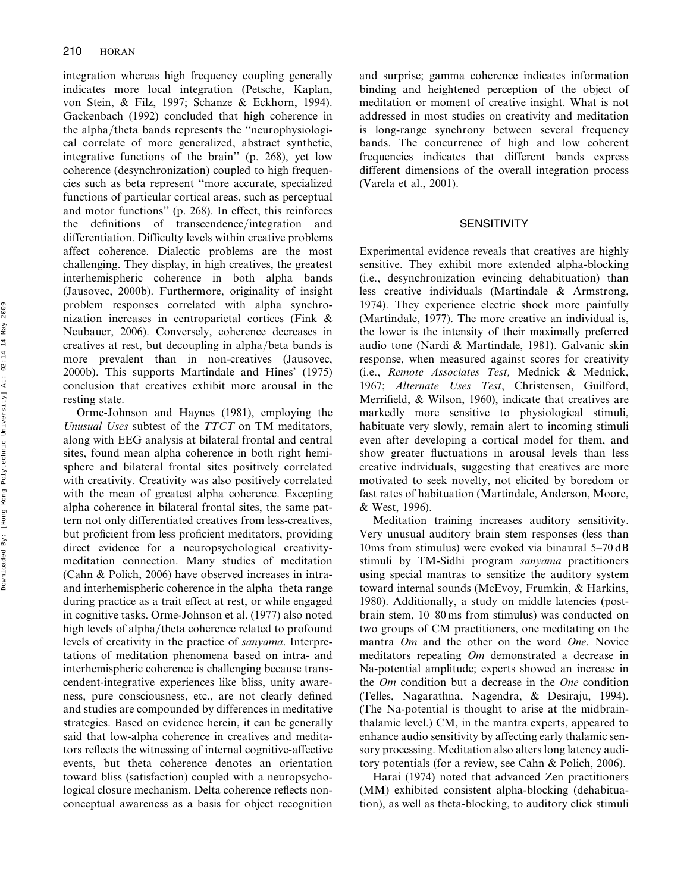integration whereas high frequency coupling generally indicates more local integration (Petsche, Kaplan, von Stein, & Filz, 1997; Schanze & Eckhorn, 1994). Gackenbach (1992) concluded that high coherence in the alpha/theta bands represents the "neurophysiological correlate of more generalized, abstract synthetic, integrative functions of the brain" (p. 268), yet low coherence (desynchronization) coupled to high frequencies such as beta represent "more accurate, specialized functions of particular cortical areas, such as perceptual and motor functions" (p. 268). In effect, this reinforces the definitions of transcendence/integration and differentiation. Difficulty levels within creative problems affect coherence. Dialectic problems are the most challenging. They display, in high creatives, the greatest interhemispheric coherence in both alpha bands (Jausovec, 2000b). Furthermore, originality of insight problem responses correlated with alpha synchronization increases in centroparietal cortices (Fink & Neubauer, 2006). Conversely, coherence decreases in creatives at rest, but decoupling in alpha/beta bands is more prevalent than in non-creatives (Jausovec, 2000b). This supports Martindale and Hines' (1975) conclusion that creatives exhibit more arousal in the resting state.

Orme-Johnson and Haynes (1981), employing the *Unusual Uses* subtest of the *TTCT* on TM meditators, along with EEG analysis at bilateral frontal and central sites, found mean alpha coherence in both right hemisphere and bilateral frontal sites positively correlated with creativity. Creativity was also positively correlated with the mean of greatest alpha coherence. Excepting alpha coherence in bilateral frontal sites, the same pattern not only differentiated creatives from less-creatives, but proficient from less proficient meditators, providing direct evidence for a neuropsychological creativity-meditation connection. Many studies of meditation (Cahn & Polich, 2006) have observed increases in intra- and interhemispheric coherence in the alpha–theta range during practice as a trait effect at rest, or while engaged in cognitive tasks. Orme-Johnson et al. (1977) also noted high levels of alpha/theta coherence related to profound levels of creativity in the practice of *sanyama*. Interpretations of meditation phenomena based on intra- and interhemispheric coherence is challenging because transcendent-integrative experiences like bliss, unity awareness, pure consciousness, etc., are not clearly defined and studies are compounded by differences in meditative strategies. Based on evidence herein, it can be generally said that low-alpha coherence in creatives and meditators reflects the witnessing of internal cognitive-affective events, but theta coherence denotes an orientation toward bliss (satisfaction) coupled with a neuropsychological closure mechanism. Delta coherence reflects nonconceptual awareness as a basis for object recognition and surprise; gamma coherence indicates information binding and heightened perception of the object of meditation or moment of creative insight. What is not addressed in most studies on creativity and meditation is long-range synchrony between several frequency bands. The concurrence of high and low coherent frequencies indicates that different bands express different dimensions of the overall integration process (Varela et al., 2001).

## SENSITIVITY

Experimental evidence reveals that creatives are highly sensitive. They exhibit more extended alpha-blocking (i.e., desynchronization evincing dehabituation) than less creative individuals (Martindale & Armstrong, 1974). They experience electric shock more painfully (Martindale, 1977). The more creative an individual is, the lower is the intensity of their maximally preferred audio tone (Nardi & Martindale, 1981). Galvanic skin response, when measured against scores for creativity (i.e., *Remote Associates Test,* Mednick & Mednick, 1967; *Alternate Uses Test*, Christensen, Guilford, Merrifield, & Wilson, 1960), indicate that creatives are markedly more sensitive to physiological stimuli, habituate very slowly, remain alert to incoming stimuli even after developing a cortical model for them, and show greater fluctuations in arousal levels than less creative individuals, suggesting that creatives are more motivated to seek novelty, not elicited by boredom or fast rates of habituation (Martindale, Anderson, Moore, & West, 1996).

Meditation training increases auditory sensitivity. Very unusual auditory brain stem responses (less than 10ms from stimulus) were evoked via binaural 5–70 dB stimuli by TM-Sidhi program *sanyama* practitioners using special mantras to sensitize the auditory system toward internal sounds (McEvoy, Frumkin, & Harkins, 1980). Additionally, a study on middle latencies (post-brain stem, 10–80 ms from stimulus) was conducted on two groups of CM practitioners, one meditating on the mantra *Om* and the other on the word *One*. Novice meditators repeating *Om* demonstrated a decrease in Na-potential amplitude; experts showed an increase in the *Om* condition but a decrease in the *One* condition (Telles, Nagarathna, Nagendra, & Desiraju, 1994). (The Na-potential is thought to arise at the midbrain-thalamic level.) CM, in the mantra experts, appeared to enhance audio sensitivity by affecting early thalamic sensory processing. Meditation also alters long latency auditory potentials (for a review, see Cahn & Polich, 2006).

Harai (1974) noted that advanced Zen practitioners (MM) exhibited consistent alpha-blocking (dehabituation), as well as theta-blocking, to auditory click stimuli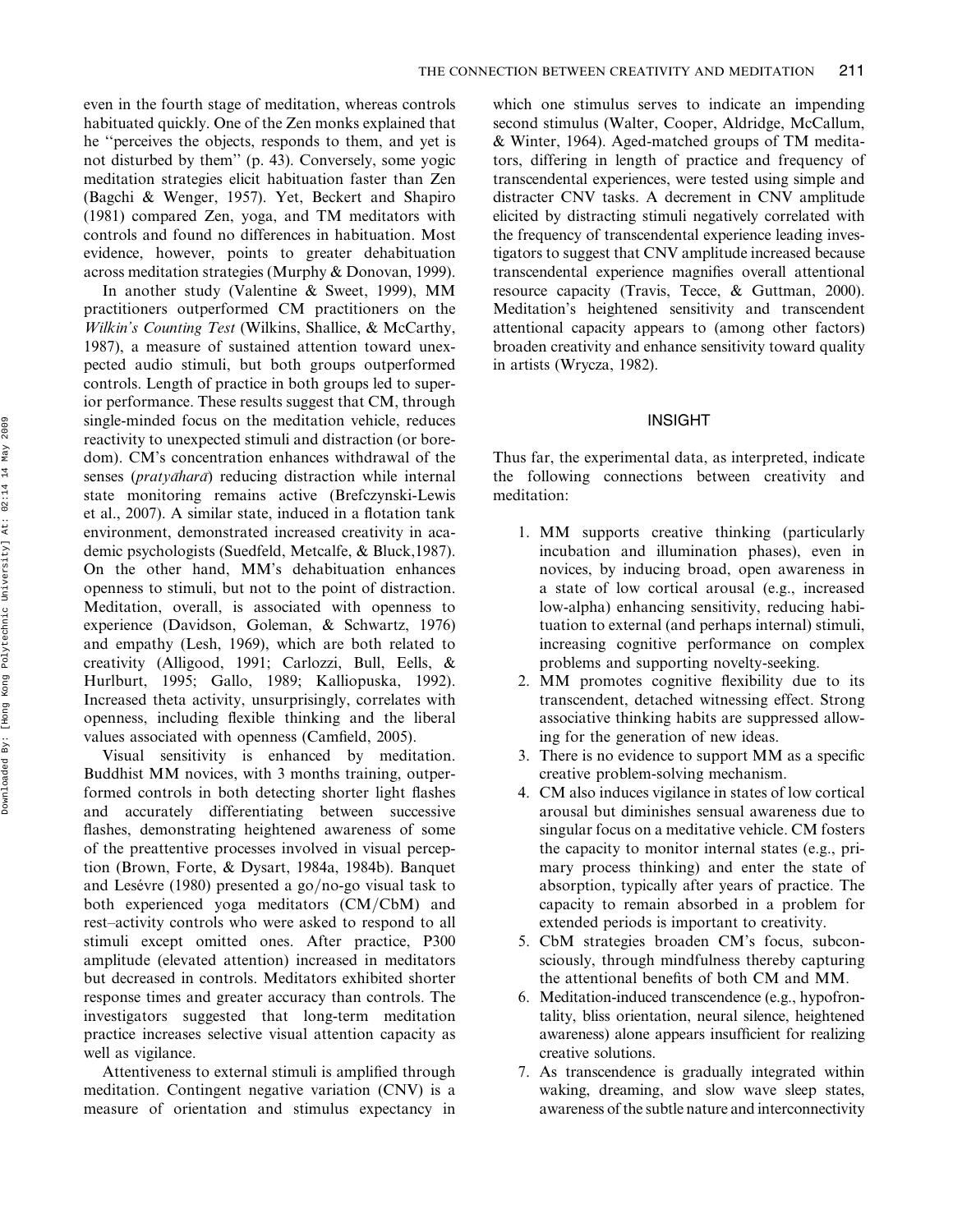even in the fourth stage of meditation, whereas controls habituated quickly. One of the Zen monks explained that he ''perceives the objects, responds to them, and yet is not disturbed by them'' (p. 43). Conversely, some yogic meditation strategies elicit habituation faster than Zen (Bagchi & Wenger, 1957). Yet, Beckert and Shapiro (1981) compared Zen, yoga, and TM meditators with controls and found no differences in habituation. Most evidence, however, points to greater dehabituation across meditation strategies (Murphy & Donovan, 1999).

In another study (Valentine & Sweet, 1999), MM practitioners outperformed CM practitioners on the *Wilkin's Counting Test* (Wilkins, Shallice, & McCarthy, 1987), a measure of sustained attention toward unexpected audio stimuli, but both groups outperformed controls. Length of practice in both groups led to superior performance. These results suggest that CM, through single-minded focus on the meditation vehicle, reduces reactivity to unexpected stimuli and distraction (or boredom). CM's concentration enhances withdrawal of the senses (*pratyāharā*) reducing distraction while internal state monitoring remains active (Brefczynski-Lewis et al., 2007). A similar state, induced in a flotation tank environment, demonstrated increased creativity in academic psychologists (Suedfeld, Metcalfe, & Bluck,1987). On the other hand, MM's dehabituation enhances openness to stimuli, but not to the point of distraction. Meditation, overall, is associated with openness to experience (Davidson, Goleman, & Schwartz, 1976) and empathy (Lesh, 1969), which are both related to creativity (Alligood, 1991; Carlozzi, Bull, Eells, & Hurlburt, 1995; Gallo, 1989; Kalliopuska, 1992). Increased theta activity, unsurprisingly, correlates with openness, including flexible thinking and the liberal values associated with openness (Camfield, 2005).

Visual sensitivity is enhanced by meditation. Buddhist MM novices, with 3 months training, outperformed controls in both detecting shorter light flashes and accurately differentiating between successive flashes, demonstrating heightened awareness of some of the preattentive processes involved in visual perception (Brown, Forte, & Dysart, 1984a, 1984b). Banquet and Lesévre (1980) presented a go/no-go visual task to both experienced yoga meditators (CM/CbM) and rest–activity controls who were asked to respond to all stimuli except omitted ones. After practice, P300 amplitude (elevated attention) increased in meditators but decreased in controls. Meditators exhibited shorter response times and greater accuracy than controls. The investigators suggested that long-term meditation practice increases selective visual attention capacity as well as vigilance.

Attentiveness to external stimuli is amplified through meditation. Contingent negative variation (CNV) is a measure of orientation and stimulus expectancy in which one stimulus serves to indicate an impending second stimulus (Walter, Cooper, Aldridge, McCallum, & Winter, 1964). Aged-matched groups of TM meditators, differing in length of practice and frequency of transcendental experiences, were tested using simple and distracter CNV tasks. A decrement in CNV amplitude elicited by distracting stimuli negatively correlated with the frequency of transcendental experience leading investigators to suggest that CNV amplitude increased because transcendental experience magnifies overall attentional resource capacity (Travis, Tecce, & Guttman, 2000). Meditation's heightened sensitivity and transcendent attentional capacity appears to (among other factors) broaden creativity and enhance sensitivity toward quality in artists (Wrycza, 1982).

## INSIGHT

Thus far, the experimental data, as interpreted, indicate the following connections between creativity and meditation:

1. MM supports creative thinking (particularly incubation and illumination phases), even in novices, by inducing broad, open awareness in a state of low cortical arousal (e.g., increased low-alpha) enhancing sensitivity, reducing habituation to external (and perhaps internal) stimuli, increasing cognitive performance on complex problems and supporting novelty-seeking.
2. MM promotes cognitive flexibility due to its transcendent, detached witnessing effect. Strong associative thinking habits are suppressed allowing for the generation of new ideas.
3. There is no evidence to support MM as a specific creative problem-solving mechanism.
4. CM also induces vigilance in states of low cortical arousal but diminishes sensual awareness due to singular focus on a meditative vehicle. CM fosters the capacity to monitor internal states (e.g., primary process thinking) and enter the state of absorption, typically after years of practice. The capacity to remain absorbed in a problem for extended periods is important to creativity.
5. CbM strategies broaden CM's focus, subconsciously, through mindfulness thereby capturing the attentional benefits of both CM and MM.
6. Meditation-induced transcendence (e.g., hypofrontality, bliss orientation, neural silence, heightened awareness) alone appears insufficient for realizing creative solutions.
7. As transcendence is gradually integrated within waking, dreaming, and slow wave sleep states, awareness of the subtle nature and interconnectivity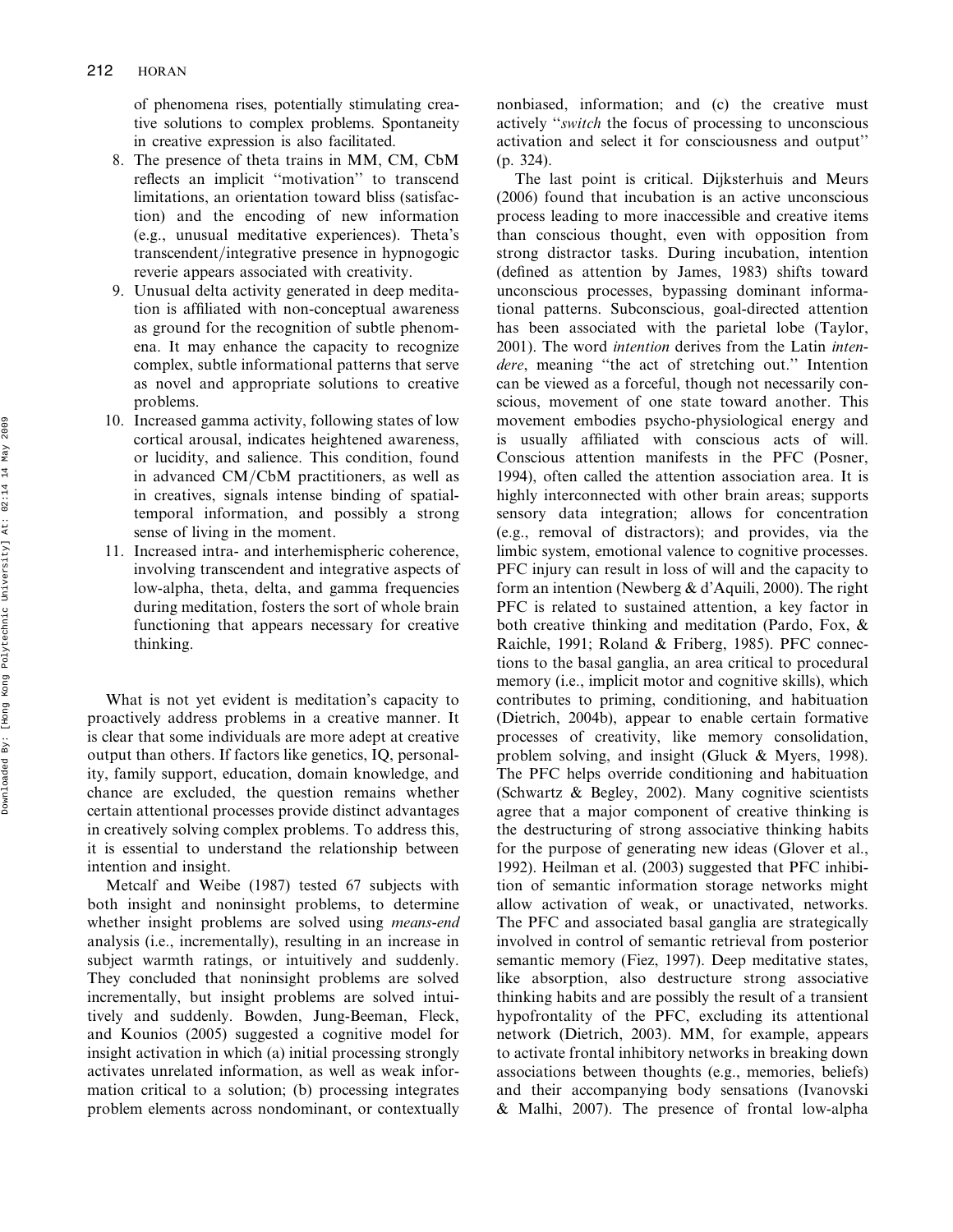of phenomena rises, potentially stimulating creative solutions to complex problems. Spontaneity in creative expression is also facilitated.

8. The presence of theta trains in MM, CM, CbM reflects an implicit ''motivation'' to transcend limitations, an orientation toward bliss (satisfaction) and the encoding of new information (e.g., unusual meditative experiences). Theta's transcendent/integrative presence in hypnogogic reverie appears associated with creativity.
9. Unusual delta activity generated in deep meditation is affiliated with non-conceptual awareness as ground for the recognition of subtle phenomena. It may enhance the capacity to recognize complex, subtle informational patterns that serve as novel and appropriate solutions to creative problems.
10. Increased gamma activity, following states of low cortical arousal, indicates heightened awareness, or lucidity, and salience. This condition, found in advanced CM/CbM practitioners, as well as in creatives, signals intense binding of spatial-temporal information, and possibly a strong sense of living in the moment.
11. Increased intra- and interhemispheric coherence, involving transcendent and integrative aspects of low-alpha, theta, delta, and gamma frequencies during meditation, fosters the sort of whole brain functioning that appears necessary for creative thinking.

What is not yet evident is meditation's capacity to proactively address problems in a creative manner. It is clear that some individuals are more adept at creative output than others. If factors like genetics, IQ, personality, family support, education, domain knowledge, and chance are excluded, the question remains whether certain attentional processes provide distinct advantages in creatively solving complex problems. To address this, it is essential to understand the relationship between intention and insight.

Metcalf and Weibe (1987) tested 67 subjects with both insight and noninsight problems, to determine whether insight problems are solved using *means-end* analysis (i.e., incrementally), resulting in an increase in subject warmth ratings, or intuitively and suddenly. They concluded that noninsight problems are solved incrementally, but insight problems are solved intuitively and suddenly. Bowden, Jung-Beeman, Fleck, and Kounios (2005) suggested a cognitive model for insight activation in which (a) initial processing strongly activates unrelated information, as well as weak information critical to a solution; (b) processing integrates problem elements across nondominant, or contextually nonbiased, information; and (c) the creative must actively ''*switch* the focus of processing to unconscious activation and select it for consciousness and output'' (p. 324).

The last point is critical. Dijksterhuis and Meurs (2006) found that incubation is an active unconscious process leading to more inaccessible and creative items than conscious thought, even with opposition from strong distractor tasks. During incubation, intention (defined as attention by James, 1983) shifts toward unconscious processes, bypassing dominant informational patterns. Subconscious, goal-directed attention has been associated with the parietal lobe (Taylor, 2001). The word *intention* derives from the Latin *intendere*, meaning ''the act of stretching out.'' Intention can be viewed as a forceful, though not necessarily conscious, movement of one state toward another. This movement embodies psycho-physiological energy and is usually affiliated with conscious acts of will. Conscious attention manifests in the PFC (Posner, 1994), often called the attention association area. It is highly interconnected with other brain areas; supports sensory data integration; allows for concentration (e.g., removal of distractors); and provides, via the limbic system, emotional valence to cognitive processes. PFC injury can result in loss of will and the capacity to form an intention (Newberg & d'Aquili, 2000). The right PFC is related to sustained attention, a key factor in both creative thinking and meditation (Pardo, Fox, & Raichle, 1991; Roland & Friberg, 1985). PFC connections to the basal ganglia, an area critical to procedural memory (i.e., implicit motor and cognitive skills), which contributes to priming, conditioning, and habituation (Dietrich, 2004b), appear to enable certain formative processes of creativity, like memory consolidation, problem solving, and insight (Gluck & Myers, 1998). The PFC helps override conditioning and habituation (Schwartz & Begley, 2002). Many cognitive scientists agree that a major component of creative thinking is the destructuring of strong associative thinking habits for the purpose of generating new ideas (Glover et al., 1992). Heilman et al. (2003) suggested that PFC inhibition of semantic information storage networks might allow activation of weak, or unactivated, networks. The PFC and associated basal ganglia are strategically involved in control of semantic retrieval from posterior semantic memory (Fiez, 1997). Deep meditative states, like absorption, also destructure strong associative thinking habits and are possibly the result of a transient hypofrontality of the PFC, excluding its attentional network (Dietrich, 2003). MM, for example, appears to activate frontal inhibitory networks in breaking down associations between thoughts (e.g., memories, beliefs) and their accompanying body sensations (Ivanovski & Malhi, 2007). The presence of frontal low-alpha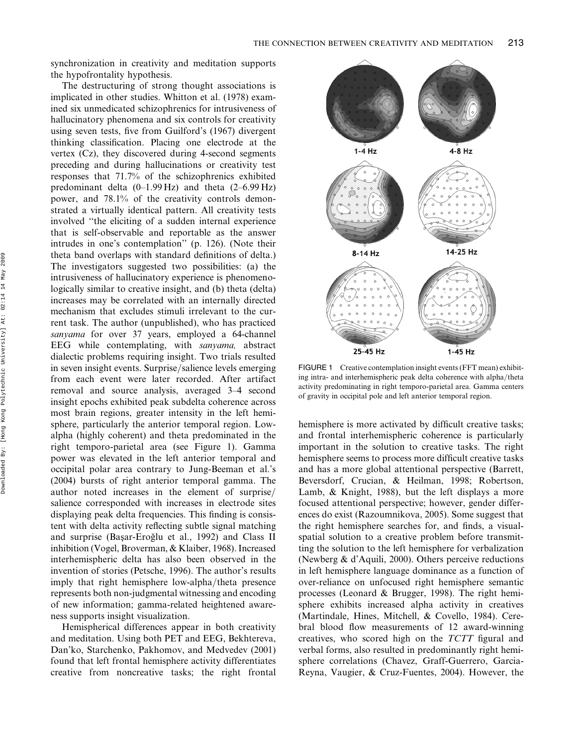synchronization in creativity and meditation supports the hypofrontality hypothesis.

The destructuring of strong thought associations is implicated in other studies. Whitton et al. (1978) examined six unmedicated schizophrenics for intrusiveness of hallucinatory phenomena and six controls for creativity using seven tests, five from Guilford's (1967) divergent thinking classification. Placing one electrode at the vertex (Cz), they discovered during 4-second segments preceding and during hallucinations or creativity test responses that 71.7% of the schizophrenics exhibited predominant delta (0–1.99 Hz) and theta (2–6.99 Hz) power, and 78.1% of the creativity controls demonstrated a virtually identical pattern. All creativity tests involved "the eliciting of a sudden internal experience that is self-observable and reportable as the answer intrudes in one's contemplation" (p. 126). (Note their theta band overlaps with standard definitions of delta.) The investigators suggested two possibilities: (a) the intrusiveness of hallucinatory experience is phenomenologically similar to creative insight, and (b) theta (delta) increases may be correlated with an internally directed mechanism that excludes stimuli irrelevant to the current task. The author (unpublished), who has practiced *sanyama* for over 37 years, employed a 64-channel EEG while contemplating, with *sanyama,* abstract dialectic problems requiring insight. Two trials resulted in seven insight events. Surprise/salience levels emerging from each event were later recorded. After artifact removal and source analysis, averaged 3–4 second insight epochs exhibited peak subdelta coherence across most brain regions, greater intensity in the left hemisphere, particularly the anterior temporal region. Low-alpha (highly coherent) and theta predominated in the right temporo-parietal area (see Figure 1). Gamma power was elevated in the left anterior temporal and occipital polar area contrary to Jung-Beeman et al.'s (2004) bursts of right anterior temporal gamma. The author noted increases in the element of surprise/salience corresponded with increases in electrode sites displaying peak delta frequencies. This finding is consistent with delta activity reflecting subtle signal matching and surprise (Başar-Eroğlu et al., 1992) and Class II inhibition (Vogel, Broverman, & Klaiber, 1968). Increased interhemispheric delta has also been observed in the invention of stories (Petsche, 1996). The author's results imply that right hemisphere low-alpha/theta presence represents both non-judgmental witnessing and encoding of new information; gamma-related heightened awareness supports insight visualization.

Hemispherical differences appear in both creativity and meditation. Using both PET and EEG, Bekhtereva, Dan'ko, Starchenko, Pakhomov, and Medvedev (2001) found that left frontal hemisphere activity differentiates creative from noncreative tasks; the right frontal hemisphere is more activated by difficult creative tasks; and frontal interhemispheric coherence is particularly important in the solution to creative tasks. The right hemisphere seems to process more difficult creative tasks and has a more global attentional perspective (Barrett, Beversdorf, Crucian, & Heilman, 1998; Robertson, Lamb, & Knight, 1988), but the left displays a more focused attentional perspective; however, gender differences do exist (Razoumnikova, 2005). Some suggest that the right hemisphere searches for, and finds, a visual-spatial solution to a creative problem before transmitting the solution to the left hemisphere for verbalization (Newberg & d'Aquili, 2000). Others perceive reductions in left hemisphere language dominance as a function of over-reliance on unfocused right hemisphere semantic processes (Leonard & Brugger, 1998). The right hemisphere exhibits increased alpha activity in creatives (Martindale, Hines, Mitchell, & Covello, 1984). Cerebral blood flow measurements of 12 award-winning creatives, who scored high on the *TCTT* figural and verbal forms, also resulted in predominantly right hemisphere correlations (Chavez, Graff-Guerrero, Garcia-Reyna, Vaugier, & Cruz-Fuentes, 2004). However, the

1-4 Hz 4-8 Hz 8-14 Hz 14-25 Hz 25-45 Hz 1-45 Hz

FIGURE 1 Creative contemplation insight events (FFT mean) exhibiting intra- and interhemispheric peak delta coherence with alpha/theta activity predominating in right temporo-parietal area. Gamma centers of gravity in occipital pole and left anterior temporal region.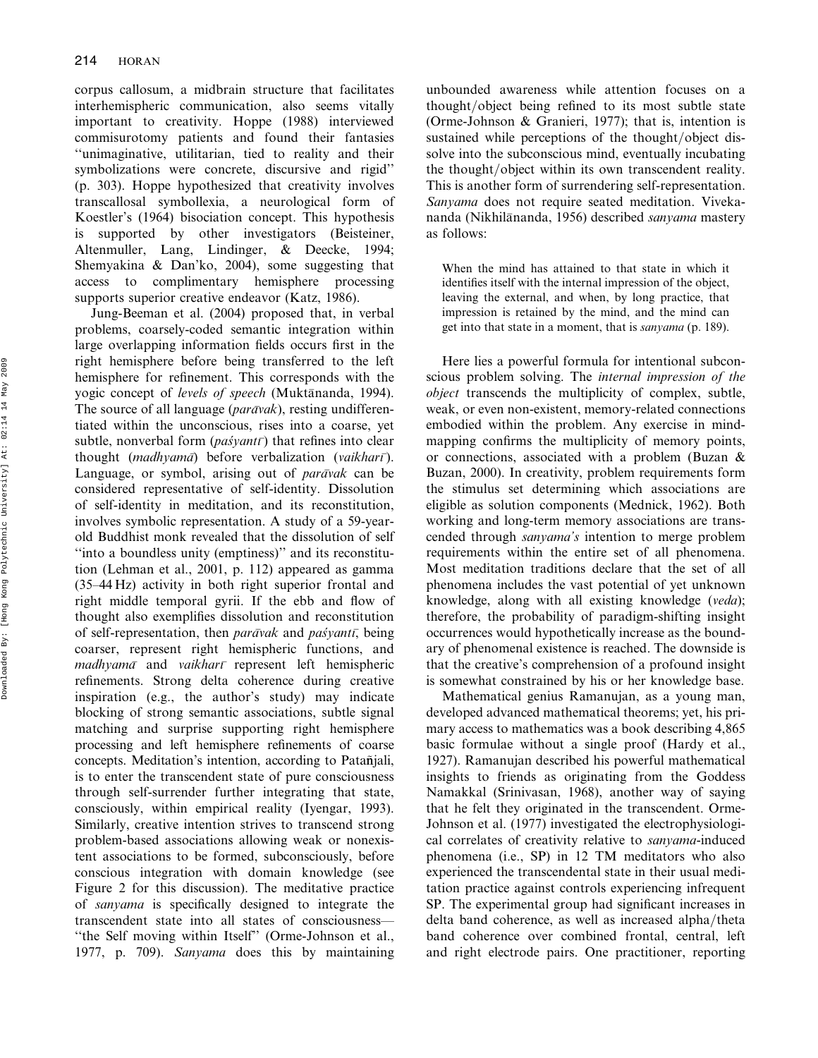corpus callosum, a midbrain structure that facilitates interhemispheric communication, also seems vitally important to creativity. Hoppe (1988) interviewed commisurotomy patients and found their fantasies "unimaginative, utilitarian, tied to reality and their symbolizations were concrete, discursive and rigid" (p. 303). Hoppe hypothesized that creativity involves transcallosal symbollexia, a neurological form of Koestler's (1964) bisociation concept. This hypothesis is supported by other investigators (Beisteiner, Altenmuller, Lang, Lindinger, & Deecke, 1994; Shemyakina & Dan'ko, 2004), some suggesting that access to complimentary hemisphere processing supports superior creative endeavor (Katz, 1986).

Jung-Beeman et al. (2004) proposed that, in verbal problems, coarsely-coded semantic integration within large overlapping information fields occurs first in the right hemisphere before being transferred to the left hemisphere for refinement. This corresponds with the yogic concept of *levels of speech* (Muktānanda, 1994). The source of all language (*parāvak*), resting undifferentiated within the unconscious, rises into a coarse, yet subtle, nonverbal form (*paśyantī*) that refines into clear thought (*madhyamā*) before verbalization (*vaikharī*). Language, or symbol, arising out of *parāvak* can be considered representative of self-identity. Dissolution of self-identity in meditation, and its reconstitution, involves symbolic representation. A study of a 59-year-old Buddhist monk revealed that the dissolution of self "into a boundless unity (emptiness)" and its reconstitution (Lehman et al., 2001, p. 112) appeared as gamma (35–44 Hz) activity in both right superior frontal and right middle temporal gyrii. If the ebb and flow of thought also exemplifies dissolution and reconstitution of self-representation, then *parāvak* and *paśyantī*, being coarser, represent right hemispheric functions, and *madhyamā* and *vaikharī* represent left hemispheric refinements. Strong delta coherence during creative inspiration (e.g., the author's study) may indicate blocking of strong semantic associations, subtle signal matching and surprise supporting right hemisphere processing and left hemisphere refinements of coarse concepts. Meditation's intention, according to Patañjali, is to enter the transcendent state of pure consciousness through self-surrender further integrating that state, consciously, within empirical reality (Iyengar, 1993). Similarly, creative intention strives to transcend strong problem-based associations allowing weak or nonexistent associations to be formed, subconsciously, before conscious integration with domain knowledge (see Figure 2 for this discussion). The meditative practice of *sanyama* is specifically designed to integrate the transcendent state into all states of consciousness—"the Self moving within Itself" (Orme-Johnson et al., 1977, p. 709). *Sanyama* does this by maintaining unbounded awareness while attention focuses on a thought/object being refined to its most subtle state (Orme-Johnson & Granieri, 1977); that is, intention is sustained while perceptions of the thought/object dissolve into the subconscious mind, eventually incubating the thought/object within its own transcendent reality. This is another form of surrendering self-representation. *Sanyama* does not require seated meditation. Vivekananda (Nikhilānanda, 1956) described *sanyama* mastery as follows:

> When the mind has attained to that state in which it identifies itself with the internal impression of the object, leaving the external, and when, by long practice, that impression is retained by the mind, and the mind can get into that state in a moment, that is *sanyama* (p. 189).

Here lies a powerful formula for intentional subconscious problem solving. The *internal impression of the object* transcends the multiplicity of complex, subtle, weak, or even non-existent, memory-related connections embodied within the problem. Any exercise in mind-mapping confirms the multiplicity of memory points, or connections, associated with a problem (Buzan & Buzan, 2000). In creativity, problem requirements form the stimulus set determining which associations are eligible as solution components (Mednick, 1962). Both working and long-term memory associations are transcended through *sanyama's* intention to merge problem requirements within the entire set of all phenomena. Most meditation traditions declare that the set of all phenomena includes the vast potential of yet unknown knowledge, along with all existing knowledge (*veda*); therefore, the probability of paradigm-shifting insight occurrences would hypothetically increase as the boundary of phenomenal existence is reached. The downside is that the creative's comprehension of a profound insight is somewhat constrained by his or her knowledge base.

Mathematical genius Ramanujan, as a young man, developed advanced mathematical theorems; yet, his primary access to mathematics was a book describing 4,865 basic formulae without a single proof (Hardy et al., 1927). Ramanujan described his powerful mathematical insights to friends as originating from the Goddess Namakkal (Srinivasan, 1968), another way of saying that he felt they originated in the transcendent. Orme-Johnson et al. (1977) investigated the electrophysiological correlates of creativity relative to *sanyama*-induced phenomena (i.e., SP) in 12 TM meditators who also experienced the transcendental state in their usual meditation practice against controls experiencing infrequent SP. The experimental group had significant increases in delta band coherence, as well as increased alpha/theta band coherence over combined frontal, central, left and right electrode pairs. One practitioner, reporting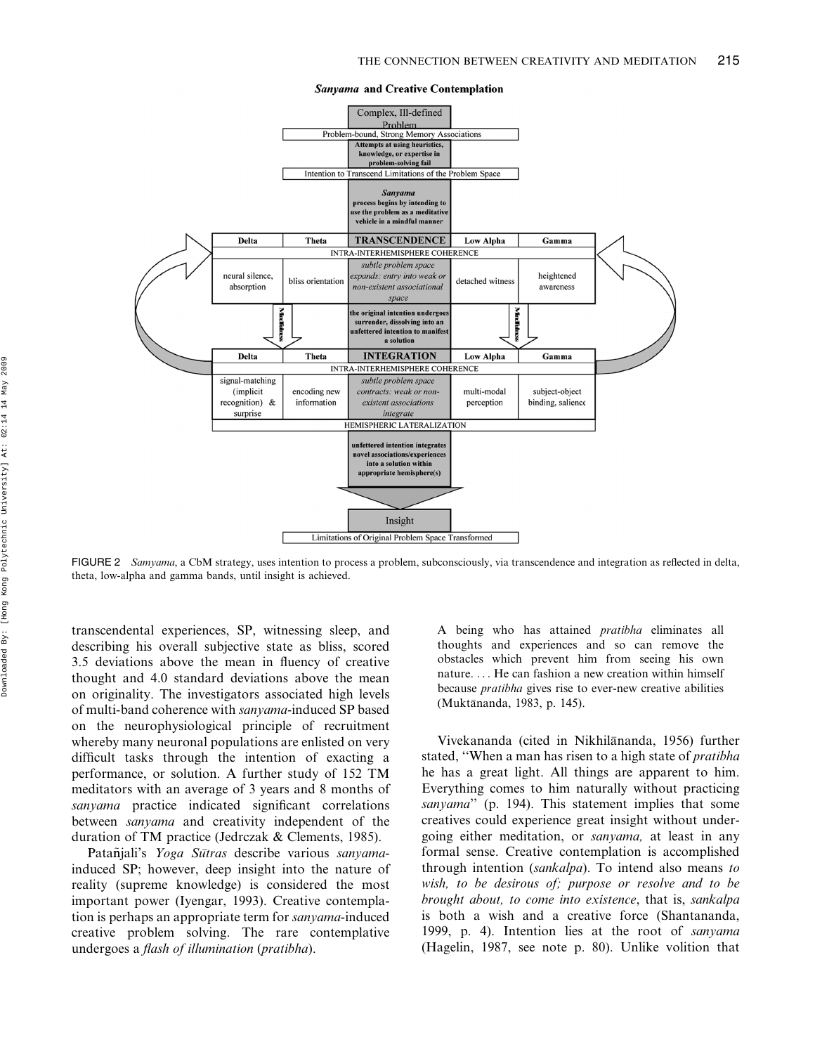***Sanyama* and Creative Contemplation**

Complex, Ill-defined Problem

Problem-bound, Strong Memory Associations

**Attempts at using heuristics, knowledge, or expertise in problem-solving fail**

Intention to Transcend Limitations of the Problem Space

***Sanyama* process begins by intending to use the problem as a meditative vehicle in a mindful manner**

| Delta | Theta | TRANSCENDENCE | Low Alpha | Gamma |
|---|---|---|---|---|
| INTRA-INTERHEMISPHERE COHERENCE | | | | |
| neural silence, absorption | bliss orientation | *subtle problem space expands: entry into weak or non-existent associational space* | detached witness | heightened awareness |

Mindfulness

**the original intention undergoes surrender, dissolving into an unfettered intention to manifest a solution**

Mindfulness

| Delta | Theta | INTEGRATION | Low Alpha | Gamma |
|---|---|---|---|---|
| INTRA-INTERHEMISPHERE COHERENCE | | | | |
| signal-matching (implicit recognition) & surprise | encoding new information | *subtle problem space contracts: weak or non-existent associations integrate* | multi-modal perception | subject-object binding, salience |
| HEMISPHERIC LATERALIZATION | | | | |

**unfettered intention integrates novel associations/experiences into a solution within appropriate hemisphere(s)**

Insight

Limitations of Original Problem Space Transformed

FIGURE 2 *Samyama*, a CbM strategy, uses intention to process a problem, subconsciously, via transcendence and integration as reflected in delta, theta, low-alpha and gamma bands, until insight is achieved.

transcendental experiences, SP, witnessing sleep, and describing his overall subjective state as bliss, scored 3.5 deviations above the mean in fluency of creative thought and 4.0 standard deviations above the mean on originality. The investigators associated high levels of multi-band coherence with *sanyama*-induced SP based on the neurophysiological principle of recruitment whereby many neuronal populations are enlisted on very difficult tasks through the intention of exacting a performance, or solution. A further study of 152 TM meditators with an average of 3 years and 8 months of *sanyama* practice indicated significant correlations between *sanyama* and creativity independent of the duration of TM practice (Jedrczak & Clements, 1985).

Patañjali's *Yoga Sūtras* describe various *sanyama*-induced SP; however, deep insight into the nature of reality (supreme knowledge) is considered the most important power (Iyengar, 1993). Creative contemplation is perhaps an appropriate term for *sanyama*-induced creative problem solving. The rare contemplative undergoes a *flash of illumination* (*pratibha*).

> A being who has attained *pratibha* eliminates all thoughts and experiences and so can remove the obstacles which prevent him from seeing his own nature. ... He can fashion a new creation within himself because *pratibha* gives rise to ever-new creative abilities (Muktānanda, 1983, p. 145).

Vivekananda (cited in Nikhilānanda, 1956) further stated, "When a man has risen to a high state of *pratibha* he has a great light. All things are apparent to him. Everything comes to him naturally without practicing *sanyama*" (p. 194). This statement implies that some creatives could experience great insight without undergoing either meditation, or *sanyama,* at least in any formal sense. Creative contemplation is accomplished through intention (*sankalpa*). To intend also means *to wish, to be desirous of; purpose or resolve and to be brought about, to come into existence*, that is, *sankalpa* is both a wish and a creative force (Shantananda, 1999, p. 4). Intention lies at the root of *sanyama* (Hagelin, 1987, see note p. 80). Unlike volition that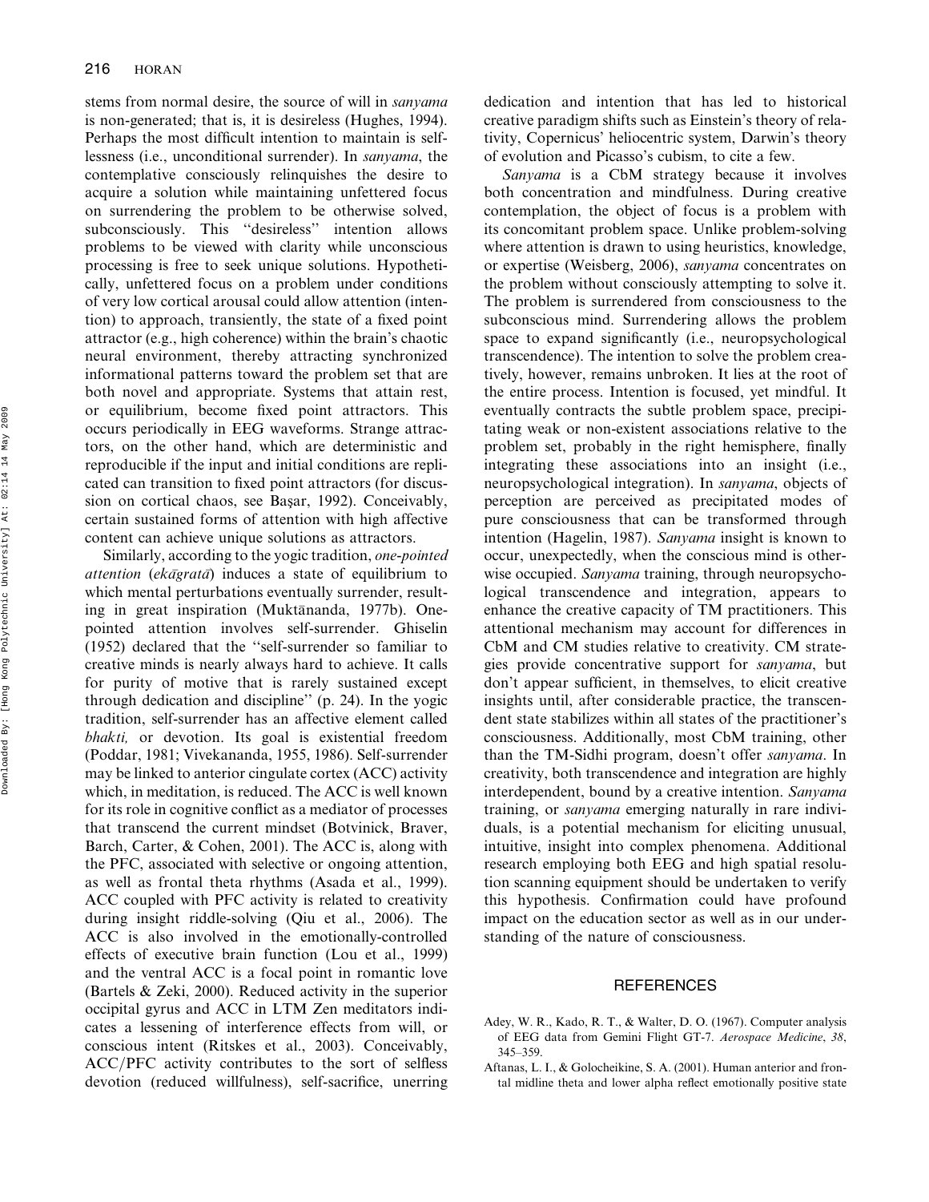stems from normal desire, the source of will in *sanyama* is non-generated; that is, it is desireless (Hughes, 1994). Perhaps the most difficult intention to maintain is selflessness (i.e., unconditional surrender). In *sanyama*, the contemplative consciously relinquishes the desire to acquire a solution while maintaining unfettered focus on surrendering the problem to be otherwise solved, subconsciously. This ''desireless'' intention allows problems to be viewed with clarity while unconscious processing is free to seek unique solutions. Hypothetically, unfettered focus on a problem under conditions of very low cortical arousal could allow attention (intention) to approach, transiently, the state of a fixed point attractor (e.g., high coherence) within the brain's chaotic neural environment, thereby attracting synchronized informational patterns toward the problem set that are both novel and appropriate. Systems that attain rest, or equilibrium, become fixed point attractors. This occurs periodically in EEG waveforms. Strange attractors, on the other hand, which are deterministic and reproducible if the input and initial conditions are replicated can transition to fixed point attractors (for discussion on cortical chaos, see Başar, 1992). Conceivably, certain sustained forms of attention with high affective content can achieve unique solutions as attractors.

Similarly, according to the yogic tradition, *one-pointed attention* (*ekāgratā*) induces a state of equilibrium to which mental perturbations eventually surrender, resulting in great inspiration (Muktānanda, 1977b). One-pointed attention involves self-surrender. Ghiselin (1952) declared that the ''self-surrender so familiar to creative minds is nearly always hard to achieve. It calls for purity of motive that is rarely sustained except through dedication and discipline'' (p. 24). In the yogic tradition, self-surrender has an affective element called *bhakti,* or devotion. Its goal is existential freedom (Poddar, 1981; Vivekananda, 1955, 1986). Self-surrender may be linked to anterior cingulate cortex (ACC) activity which, in meditation, is reduced. The ACC is well known for its role in cognitive conflict as a mediator of processes that transcend the current mindset (Botvinick, Braver, Barch, Carter, & Cohen, 2001). The ACC is, along with the PFC, associated with selective or ongoing attention, as well as frontal theta rhythms (Asada et al., 1999). ACC coupled with PFC activity is related to creativity during insight riddle-solving (Qiu et al., 2006). The ACC is also involved in the emotionally-controlled effects of executive brain function (Lou et al., 1999) and the ventral ACC is a focal point in romantic love (Bartels & Zeki, 2000). Reduced activity in the superior occipital gyrus and ACC in LTM Zen meditators indicates a lessening of interference effects from will, or conscious intent (Ritskes et al., 2003). Conceivably, ACC/PFC activity contributes to the sort of selfless devotion (reduced willfulness), self-sacrifice, unerring dedication and intention that has led to historical creative paradigm shifts such as Einstein's theory of relativity, Copernicus' heliocentric system, Darwin's theory of evolution and Picasso's cubism, to cite a few.

*Sanyama* is a CbM strategy because it involves both concentration and mindfulness. During creative contemplation, the object of focus is a problem with its concomitant problem space. Unlike problem-solving where attention is drawn to using heuristics, knowledge, or expertise (Weisberg, 2006), *sanyama* concentrates on the problem without consciously attempting to solve it. The problem is surrendered from consciousness to the subconscious mind. Surrendering allows the problem space to expand significantly (i.e., neuropsychological transcendence). The intention to solve the problem creatively, however, remains unbroken. It lies at the root of the entire process. Intention is focused, yet mindful. It eventually contracts the subtle problem space, precipitating weak or non-existent associations relative to the problem set, probably in the right hemisphere, finally integrating these associations into an insight (i.e., neuropsychological integration). In *sanyama*, objects of perception are perceived as precipitated modes of pure consciousness that can be transformed through intention (Hagelin, 1987). *Sanyama* insight is known to occur, unexpectedly, when the conscious mind is otherwise occupied. *Sanyama* training, through neuropsychological transcendence and integration, appears to enhance the creative capacity of TM practitioners. This attentional mechanism may account for differences in CbM and CM studies relative to creativity. CM strategies provide concentrative support for *sanyama*, but don't appear sufficient, in themselves, to elicit creative insights until, after considerable practice, the transcendent state stabilizes within all states of the practitioner's consciousness. Additionally, most CbM training, other than the TM-Sidhi program, doesn't offer *sanyama*. In creativity, both transcendence and integration are highly interdependent, bound by a creative intention. *Sanyama* training, or *sanyama* emerging naturally in rare individuals, is a potential mechanism for eliciting unusual, intuitive, insight into complex phenomena. Additional research employing both EEG and high spatial resolution scanning equipment should be undertaken to verify this hypothesis. Confirmation could have profound impact on the education sector as well as in our understanding of the nature of consciousness.

## REFERENCES

Adey, W. R., Kado, R. T., & Walter, D. O. (1967). Computer analysis of EEG data from Gemini Flight GT-7. *Aerospace Medicine*, *38*, 345–359.

Aftanas, L. I., & Golocheikine, S. A. (2001). Human anterior and frontal midline theta and lower alpha reflect emotionally positive state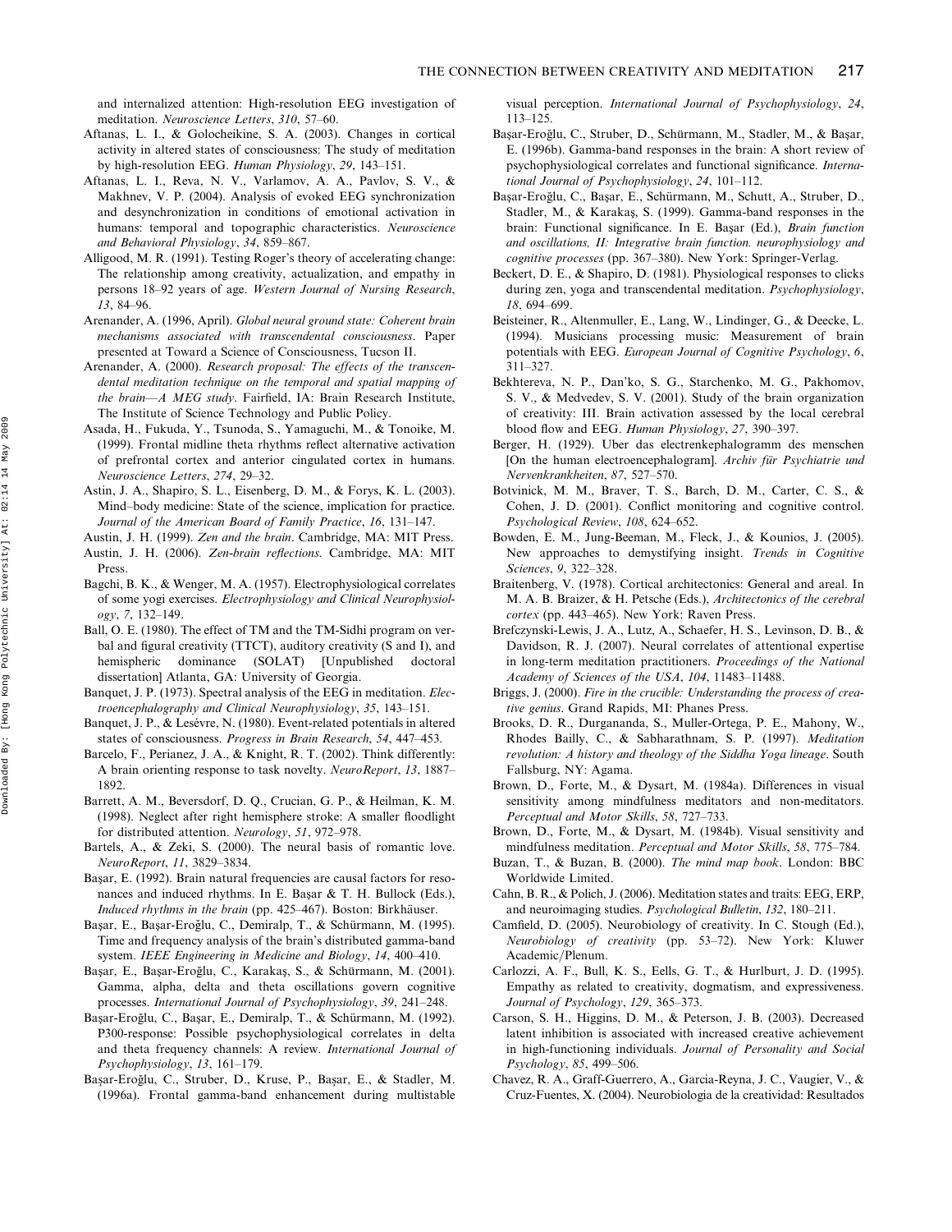and internalized attention: High-resolution EEG investigation of meditation. *Neuroscience Letters*, *310*, 57–60.

Aftanas, L. I., & Golocheikine, S. A. (2003). Changes in cortical activity in altered states of consciousness: The study of meditation by high-resolution EEG. *Human Physiology*, *29*, 143–151.

Aftanas, L. I., Reva, N. V., Varlamov, A. A., Pavlov, S. V., & Makhnev, V. P. (2004). Analysis of evoked EEG synchronization and desynchronization in conditions of emotional activation in humans: temporal and topographic characteristics. *Neuroscience and Behavioral Physiology*, *34*, 859–867.

Alligood, M. R. (1991). Testing Roger's theory of accelerating change: The relationship among creativity, actualization, and empathy in persons 18–92 years of age. *Western Journal of Nursing Research*, *13*, 84–96.

Arenander, A. (1996, April). *Global neural ground state: Coherent brain mechanisms associated with transcendental consciousness*. Paper presented at Toward a Science of Consciousness, Tucson II.

Arenander, A. (2000). *Research proposal: The effects of the transcendental meditation technique on the temporal and spatial mapping of the brain—A MEG study*. Fairfield, IA: Brain Research Institute, The Institute of Science Technology and Public Policy.

Asada, H., Fukuda, Y., Tsunoda, S., Yamaguchi, M., & Tonoike, M. (1999). Frontal midline theta rhythms reflect alternative activation of prefrontal cortex and anterior cingulated cortex in humans. *Neuroscience Letters*, *274*, 29–32.

Astin, J. A., Shapiro, S. L., Eisenberg, D. M., & Forys, K. L. (2003). Mind–body medicine: State of the science, implication for practice. *Journal of the American Board of Family Practice*, *16*, 131–147.

Austin, J. H. (1999). *Zen and the brain*. Cambridge, MA: MIT Press.

Austin, J. H. (2006). *Zen-brain reflections*. Cambridge, MA: MIT Press.

Bagchi, B. K., & Wenger, M. A. (1957). Electrophysiological correlates of some yogi exercises. *Electrophysiology and Clinical Neurophysiology*, *7*, 132–149.

Ball, O. E. (1980). The effect of TM and the TM-Sidhi program on verbal and figural creativity (TTCT), auditory creativity (S and I), and hemispheric dominance (SOLAT) [Unpublished doctoral dissertation] Atlanta, GA: University of Georgia.

Banquet, J. P. (1973). Spectral analysis of the EEG in meditation. *Electroencephalography and Clinical Neurophysiology*, *35*, 143–151.

Banquet, J. P., & Lesévre, N. (1980). Event-related potentials in altered states of consciousness. *Progress in Brain Research*, *54*, 447–453.

Barcelo, F., Perianez, J. A., & Knight, R. T. (2002). Think differently: A brain orienting response to task novelty. *NeuroReport*, *13*, 1887–1892.

Barrett, A. M., Beversdorf, D. Q., Crucian, G. P., & Heilman, K. M. (1998). Neglect after right hemisphere stroke: A smaller floodlight for distributed attention. *Neurology*, *51*, 972–978.

Bartels, A., & Zeki, S. (2000). The neural basis of romantic love. *NeuroReport*, *11*, 3829–3834.

Başar, E. (1992). Brain natural frequencies are causal factors for resonances and induced rhythms. In E. Başar & T. H. Bullock (Eds.), *Induced rhythms in the brain* (pp. 425–467). Boston: Birkhäuser.

Başar, E., Başar-Eroğlu, C., Demiralp, T., & Schürmann, M. (1995). Time and frequency analysis of the brain's distributed gamma-band system. *IEEE Engineering in Medicine and Biology*, *14*, 400–410.

Başar, E., Başar-Eroğlu, C., Karakaş, S., & Schürmann, M. (2001). Gamma, alpha, delta and theta oscillations govern cognitive processes. *International Journal of Psychophysiology*, *39*, 241–248.

Başar-Eroğlu, C., Başar, E., Demiralp, T., & Schürmann, M. (1992). P300-response: Possible psychophysiological correlates in delta and theta frequency channels: A review. *International Journal of Psychophysiology*, *13*, 161–179.

Başar-Eroğlu, C., Struber, D., Kruse, P., Başar, E., & Stadler, M. (1996a). Frontal gamma-band enhancement during multistable visual perception. *International Journal of Psychophysiology*, *24*, 113–125.

Başar-Eroğlu, C., Struber, D., Schürmann, M., Stadler, M., & Başar, E. (1996b). Gamma-band responses in the brain: A short review of psychophysiological correlates and functional significance. *International Journal of Psychophysiology*, *24*, 101–112.

Başar-Eroğlu, C., Başar, E., Schürmann, M., Schutt, A., Struber, D., Stadler, M., & Karakaş, S. (1999). Gamma-band responses in the brain: Functional significance. In E. Başar (Ed.), *Brain function and oscillations, II: Integrative brain function. neurophysiology and cognitive processes* (pp. 367–380). New York: Springer-Verlag.

Beckert, D. E., & Shapiro, D. (1981). Physiological responses to clicks during zen, yoga and transcendental meditation. *Psychophysiology*, *18*, 694–699.

Beisteiner, R., Altenmuller, E., Lang, W., Lindinger, G., & Deecke, L. (1994). Musicians processing music: Measurement of brain potentials with EEG. *European Journal of Cognitive Psychology*, *6*, 311–327.

Bekhtereva, N. P., Dan'ko, S. G., Starchenko, M. G., Pakhomov, S. V., & Medvedev, S. V. (2001). Study of the brain organization of creativity: III. Brain activation assessed by the local cerebral blood flow and EEG. *Human Physiology*, *27*, 390–397.

Berger, H. (1929). Uber das electrenkephalogramm des menschen [On the human electroencephalogram]. *Archiv für Psychiatrie und Nervenkrankheiten*, *87*, 527–570.

Botvinick, M. M., Braver, T. S., Barch, D. M., Carter, C. S., & Cohen, J. D. (2001). Conflict monitoring and cognitive control. *Psychological Review*, *108*, 624–652.

Bowden, E. M., Jung-Beeman, M., Fleck, J., & Kounios, J. (2005). New approaches to demystifying insight. *Trends in Cognitive Sciences*, *9*, 322–328.

Braitenberg, V. (1978). Cortical architectonics: General and areal. In M. A. B. Braizer, & H. Petsche (Eds.), *Architectonics of the cerebral cortex* (pp. 443–465). New York: Raven Press.

Brefczynski-Lewis, J. A., Lutz, A., Schaefer, H. S., Levinson, D. B., & Davidson, R. J. (2007). Neural correlates of attentional expertise in long-term meditation practitioners. *Proceedings of the National Academy of Sciences of the USA*, *104*, 11483–11488.

Briggs, J. (2000). *Fire in the crucible: Understanding the process of creative genius*. Grand Rapids, MI: Phanes Press.

Brooks, D. R., Durgananda, S., Muller-Ortega, P. E., Mahony, W., Rhodes Bailly, C., & Sabharathnam, S. P. (1997). *Meditation revolution: A history and theology of the Siddha Yoga lineage*. South Fallsburg, NY: Agama.

Brown, D., Forte, M., & Dysart, M. (1984a). Differences in visual sensitivity among mindfulness meditators and non-meditators. *Perceptual and Motor Skills*, *58*, 727–733.

Brown, D., Forte, M., & Dysart, M. (1984b). Visual sensitivity and mindfulness meditation. *Perceptual and Motor Skills*, *58*, 775–784.

Buzan, T., & Buzan, B. (2000). *The mind map book*. London: BBC Worldwide Limited.

Cahn, B. R., & Polich, J. (2006). Meditation states and traits: EEG, ERP, and neuroimaging studies. *Psychological Bulletin*, *132*, 180–211.

Camfield, D. (2005). Neurobiology of creativity. In C. Stough (Ed.), *Neurobiology of creativity* (pp. 53–72). New York: Kluwer Academic/Plenum.

Carlozzi, A. F., Bull, K. S., Eells, G. T., & Hurlburt, J. D. (1995). Empathy as related to creativity, dogmatism, and expressiveness. *Journal of Psychology*, *129*, 365–373.

Carson, S. H., Higgins, D. M., & Peterson, J. B. (2003). Decreased latent inhibition is associated with increased creative achievement in high-functioning individuals. *Journal of Personality and Social Psychology*, *85*, 499–506.

Chavez, R. A., Graff-Guerrero, A., Garcia-Reyna, J. C., Vaugier, V., & Cruz-Fuentes, X. (2004). Neurobiologia de la creatividad: Resultados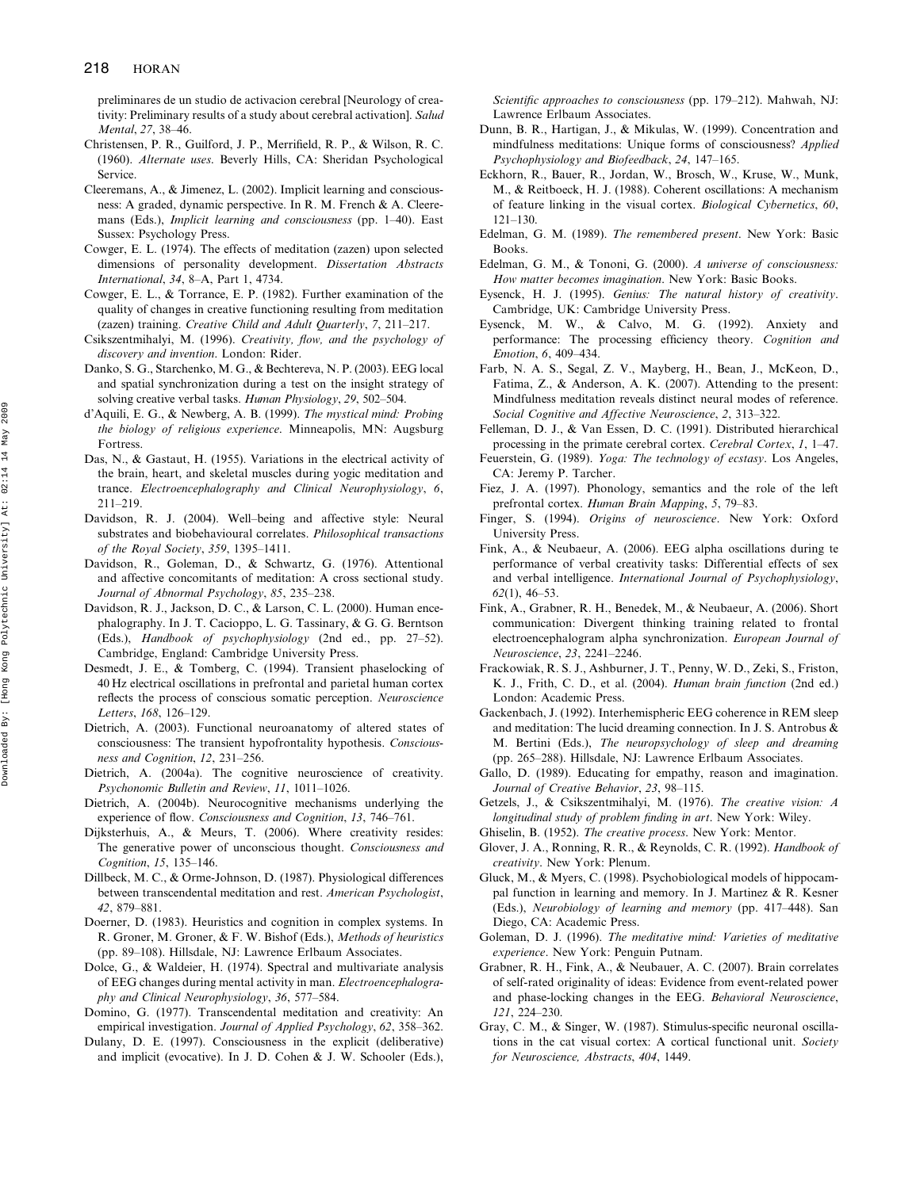preliminares de un studio de activacion cerebral [Neurology of creativity: Preliminary results of a study about cerebral activation]. *Salud Mental*, *27*, 38–46.

Christensen, P. R., Guilford, J. P., Merrifield, R. P., & Wilson, R. C. (1960). *Alternate uses*. Beverly Hills, CA: Sheridan Psychological Service.

Cleeremans, A., & Jimenez, L. (2002). Implicit learning and consciousness: A graded, dynamic perspective. In R. M. French & A. Cleeremans (Eds.), *Implicit learning and consciousness* (pp. 1–40). East Sussex: Psychology Press.

Cowger, E. L. (1974). The effects of meditation (zazen) upon selected dimensions of personality development. *Dissertation Abstracts International*, *34*, 8–A, Part 1, 4734.

Cowger, E. L., & Torrance, E. P. (1982). Further examination of the quality of changes in creative functioning resulting from meditation (zazen) training. *Creative Child and Adult Quarterly*, *7*, 211–217.

Csikszentmihalyi, M. (1996). *Creativity, flow, and the psychology of discovery and invention*. London: Rider.

Danko, S. G., Starchenko, M. G., & Bechtereva, N. P. (2003). EEG local and spatial synchronization during a test on the insight strategy of solving creative verbal tasks. *Human Physiology*, *29*, 502–504.

d'Aquili, E. G., & Newberg, A. B. (1999). *The mystical mind: Probing the biology of religious experience*. Minneapolis, MN: Augsburg Fortress.

Das, N., & Gastaut, H. (1955). Variations in the electrical activity of the brain, heart, and skeletal muscles during yogic meditation and trance. *Electroencephalography and Clinical Neurophysiology*, *6*, 211–219.

Davidson, R. J. (2004). Well–being and affective style: Neural substrates and biobehavioural correlates. *Philosophical transactions of the Royal Society*, *359*, 1395–1411.

Davidson, R., Goleman, D., & Schwartz, G. (1976). Attentional and affective concomitants of meditation: A cross sectional study. *Journal of Abnormal Psychology*, *85*, 235–238.

Davidson, R. J., Jackson, D. C., & Larson, C. L. (2000). Human encephalography. In J. T. Cacioppo, L. G. Tassinary, & G. G. Berntson (Eds.), *Handbook of psychophysiology* (2nd ed., pp. 27–52). Cambridge, England: Cambridge University Press.

Desmedt, J. E., & Tomberg, C. (1994). Transient phaselocking of 40 Hz electrical oscillations in prefrontal and parietal human cortex reflects the process of conscious somatic perception. *Neuroscience Letters*, *168*, 126–129.

Dietrich, A. (2003). Functional neuroanatomy of altered states of consciousness: The transient hypofrontality hypothesis. *Consciousness and Cognition*, *12*, 231–256.

Dietrich, A. (2004a). The cognitive neuroscience of creativity. *Psychonomic Bulletin and Review*, *11*, 1011–1026.

Dietrich, A. (2004b). Neurocognitive mechanisms underlying the experience of flow. *Consciousness and Cognition*, *13*, 746–761.

Dijksterhuis, A., & Meurs, T. (2006). Where creativity resides: The generative power of unconscious thought. *Consciousness and Cognition*, *15*, 135–146.

Dillbeck, M. C., & Orme-Johnson, D. (1987). Physiological differences between transcendental meditation and rest. *American Psychologist*, *42*, 879–881.

Doerner, D. (1983). Heuristics and cognition in complex systems. In R. Groner, M. Groner, & F. W. Bishof (Eds.), *Methods of heuristics* (pp. 89–108). Hillsdale, NJ: Lawrence Erlbaum Associates.

Dolce, G., & Waldeier, H. (1974). Spectral and multivariate analysis of EEG changes during mental activity in man. *Electroencephalography and Clinical Neurophysiology*, *36*, 577–584.

Domino, G. (1977). Transcendental meditation and creativity: An empirical investigation. *Journal of Applied Psychology*, *62*, 358–362.

Dulany, D. E. (1997). Consciousness in the explicit (deliberative) and implicit (evocative). In J. D. Cohen & J. W. Schooler (Eds.), *Scientific approaches to consciousness* (pp. 179–212). Mahwah, NJ: Lawrence Erlbaum Associates.

Dunn, B. R., Hartigan, J., & Mikulas, W. (1999). Concentration and mindfulness meditations: Unique forms of consciousness? *Applied Psychophysiology and Biofeedback*, *24*, 147–165.

Eckhorn, R., Bauer, R., Jordan, W., Brosch, W., Kruse, W., Munk, M., & Reitboeck, H. J. (1988). Coherent oscillations: A mechanism of feature linking in the visual cortex. *Biological Cybernetics*, *60*, 121–130.

Edelman, G. M. (1989). *The remembered present*. New York: Basic Books.

Edelman, G. M., & Tononi, G. (2000). *A universe of consciousness: How matter becomes imagination*. New York: Basic Books.

Eysenck, H. J. (1995). *Genius: The natural history of creativity*. Cambridge, UK: Cambridge University Press.

Eysenck, M. W., & Calvo, M. G. (1992). Anxiety and performance: The processing efficiency theory. *Cognition and Emotion*, *6*, 409–434.

Farb, N. A. S., Segal, Z. V., Mayberg, H., Bean, J., McKeon, D., Fatima, Z., & Anderson, A. K. (2007). Attending to the present: Mindfulness meditation reveals distinct neural modes of reference. *Social Cognitive and Affective Neuroscience*, *2*, 313–322.

Felleman, D. J., & Van Essen, D. C. (1991). Distributed hierarchical processing in the primate cerebral cortex. *Cerebral Cortex*, *1*, 1–47.

Feuerstein, G. (1989). *Yoga: The technology of ecstasy*. Los Angeles, CA: Jeremy P. Tarcher.

Fiez, J. A. (1997). Phonology, semantics and the role of the left prefrontal cortex. *Human Brain Mapping*, *5*, 79–83.

Finger, S. (1994). *Origins of neuroscience*. New York: Oxford University Press.

Fink, A., & Neubaeur, A. (2006). EEG alpha oscillations during te performance of verbal creativity tasks: Differential effects of sex and verbal intelligence. *International Journal of Psychophysiology*, *62*(1), 46–53.

Fink, A., Grabner, R. H., Benedek, M., & Neubaeur, A. (2006). Short communication: Divergent thinking training related to frontal electroencephalogram alpha synchronization. *European Journal of Neuroscience*, *23*, 2241–2246.

Frackowiak, R. S. J., Ashburner, J. T., Penny, W. D., Zeki, S., Friston, K. J., Frith, C. D., et al. (2004). *Human brain function* (2nd ed.) London: Academic Press.

Gackenbach, J. (1992). Interhemispheric EEG coherence in REM sleep and meditation: The lucid dreaming connection. In J. S. Antrobus & M. Bertini (Eds.), *The neuropsychology of sleep and dreaming* (pp. 265–288). Hillsdale, NJ: Lawrence Erlbaum Associates.

Gallo, D. (1989). Educating for empathy, reason and imagination. *Journal of Creative Behavior*, *23*, 98–115.

Getzels, J., & Csikszentmihalyi, M. (1976). *The creative vision: A longitudinal study of problem finding in art*. New York: Wiley.

Ghiselin, B. (1952). *The creative process*. New York: Mentor.

Glover, J. A., Ronning, R. R., & Reynolds, C. R. (1992). *Handbook of creativity*. New York: Plenum.

Gluck, M., & Myers, C. (1998). Psychobiological models of hippocampal function in learning and memory. In J. Martinez & R. Kesner (Eds.), *Neurobiology of learning and memory* (pp. 417–448). San Diego, CA: Academic Press.

Goleman, D. J. (1996). *The meditative mind: Varieties of meditative experience*. New York: Penguin Putnam.

Grabner, R. H., Fink, A., & Neubauer, A. C. (2007). Brain correlates of self-rated originality of ideas: Evidence from event-related power and phase-locking changes in the EEG. *Behavioral Neuroscience*, *121*, 224–230.

Gray, C. M., & Singer, W. (1987). Stimulus-specific neuronal oscillations in the cat visual cortex: A cortical functional unit. *Society for Neuroscience, Abstracts*, *404*, 1449.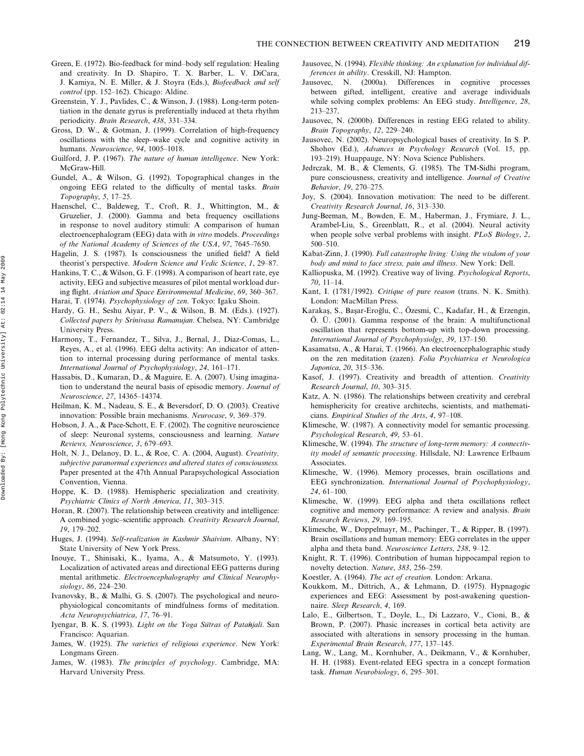Green, E. (1972). Bio-feedback for mind–body self regulation: Healing and creativity. In D. Shapiro, T. X. Barber, L. V. DiCara, J. Kamiya, N. E. Miller, & J. Stoyra (Eds.), *Biofeedback and self control* (pp. 152–162). Chicago: Aldine.

Greenstein, Y. J., Pavlides, C., & Winson, J. (1988). Long-term potentiation in the denate gyrus is preferentially induced at theta rhythm periodicity. *Brain Research*, *438*, 331–334.

Gross, D. W., & Gotman, J. (1999). Correlation of high-frequency oscillations with the sleep–wake cycle and cognitive activity in humans. *Neuroscience*, *94*, 1005–1018.

Guilford, J. P. (1967). *The nature of human intelligence*. New York: McGraw-Hill.

Gundel, A., & Wilson, G. (1992). Topographical changes in the ongoing EEG related to the difficulty of mental tasks. *Brain Topography*, *5*, 17–25.

Haenschel, C., Baldeweg, T., Croft, R. J., Whittington, M., & Gruzelier, J. (2000). Gamma and beta frequency oscillations in response to novel auditory stimuli: A comparison of human electroencephalogram (EEG) data with *in vitro* models. *Proceedings of the National Academy of Sciences of the USA*, *97*, 7645–7650.

Hagelin, J. S. (1987). Is consciousness the unified field? A field theorist's perspective. *Modern Science and Vedic Science*, *1*, 29–87.

Hankins, T. C., & Wilson, G. F. (1998). A comparison of heart rate, eye activity, EEG and subjective measures of pilot mental workload during flight. *Aviation and Space Environmental Medicine*, *69*, 360–367.

Harai, T. (1974). *Psychophysiology of zen*. Tokyo: Igaku Shoin.

Hardy, G. H., Seshu Aiyar, P. V., & Wilson, B. M. (Eds.). (1927). *Collected papers by Srinivasa Ramanujan*. Chelsea, NY: Cambridge University Press.

Harmony, T., Fernandez, T., Silva, J., Bernal, J., Diaz-Comas, L., Reyes, A., et al. (1996). EEG delta activity: An indicator of attention to internal processing during performance of mental tasks. *International Journal of Psychophysiology*, *24*, 161–171.

Hassabis, D., Kumaran, D., & Maguire, E. A. (2007). Using imagination to understand the neural basis of episodic memory. *Journal of Neuroscience*, *27*, 14365–14374.

Heilman, K. M., Nadeau, S. E., & Beversdorf, D. O. (2003). Creative innovation: Possible brain mechanisms. *Neurocase*, *9*, 369–379.

Hobson, J. A., & Pace-Schott, E. F. (2002). The cognitive neuroscience of sleep: Neuronal systems, consciousness and learning. *Nature Reviews, Neuroscience*, *3*, 679–693.

Holt, N. J., Delanoy, D. L., & Roe, C. A. (2004, August). *Creativity, subjective paranormal experiences and altered states of consciousness.* Paper presented at the 47th Annual Parapsychological Association Convention, Vienna.

Hoppe, K. D. (1988). Hemispheric specialization and creativity. *Psychiatric Clinics of North America*, *11*, 303–315.

Horan, R. (2007). The relationship between creativity and intelligence: A combined yogic–scientific approach. *Creativity Research Journal*, *19*, 179–202.

Huges, J. (1994). *Self-realization in Kashmir Shaivism*. Albany, NY: State University of New York Press.

Inouye, T., Shinisaki, K., Iyama, A., & Matsumoto, Y. (1993). Localization of activated areas and directional EEG patterns during mental arithmetic. *Electroencephalography and Clinical Neurophysiology*, *86*, 224–230.

Ivanovsky, B., & Malhi, G. S. (2007). The psychological and neurophysiological concomitants of mindfulness forms of meditation. *Acta Neuropsychiatrica*, *17*, 76–91.

Iyengar, B. K. S. (1993). *Light on the Yoga Sūtras of Patañjali*. San Francisco: Aquarian.

James, W. (1925). *The varieties of religious experience*. New York: Longmans Green.

James, W. (1983). *The principles of psychology*. Cambridge, MA: Harvard University Press.

Jausovec, N. (1994). *Flexible thinking: An explanation for individual differences in ability*. Cresskill, NJ: Hampton.

Jausovec, N. (2000a). Differences in cognitive processes between gifted, intelligent, creative and average individuals while solving complex problems: An EEG study. *Intelligence*, *28*, 213–237.

Jausovec, N. (2000b). Differences in resting EEG related to ability. *Brain Topography*, *12*, 229–240.

Jausovec, N. (2002). Neuropsychological bases of creativity. In S. P. Shohov (Ed.), *Advances in Psychology Research* (Vol. 15, pp. 193–219). Huappauge, NY: Nova Science Publishers.

Jedrczak, M. B., & Clements, G. (1985). The TM-Sidhi program, pure consciousness, creativity and intelligence. *Journal of Creative Behavior*, *19*, 270–275.

Joy, S. (2004). Innovation motivation: The need to be different. *Creativity Research Journal*, *16*, 313–330.

Jung-Beeman, M., Bowden, E. M., Haberman, J., Frymiare, J. L., Arambel-Liu, S., Greenblatt, R., et al. (2004). Neural activity when people solve verbal problems with insight. *PLoS Biology*, *2*, 500–510.

Kabat-Zinn, J. (1990). *Full catastrophe living: Using the wisdom of your body and mind to face stress, pain and illness*. New York: Dell.

Kalliopuska, M. (1992). Creative way of living. *Psychological Reports*, *70*, 11–14.

Kant, I. (1781/1992). *Critique of pure reason* (trans. N. K. Smith). London: MacMillan Press.

Karakaş, S., Başar-Eroğlu, C., Özesmi, C., Kadafar, H., & Erzengin, Ö. Ü. (2001). Gamma response of the brain: A multifunctional oscillation that represents bottom-up with top-down processing. *International Journal of Psychophysiolgy*, *39*, 137–150.

Kasamatsu, A., & Harai, T. (1966). An electroencephalographic study on the zen meditation (zazen). *Folia Psychiatrica et Neurologica Japonica*, *20*, 315–336.

Kasof, J. (1997). Creativity and breadth of attention. *Creativity Research Journal*, *10*, 303–315.

Katz, A. N. (1986). The relationships between creativity and cerebral hemisphericity for creative architechs, scientists, and mathematicians. *Empirical Studies of the Arts*, *4*, 97–108.

Klimesche, W. (1987). A connectivity model for semantic processing. *Psychological Research*, *49*, 53–61.

Klimesche, W. (1994). *The structure of long-term memory: A connectivity model of semantic processing*. Hillsdale, NJ: Lawrence Erlbaum Associates.

Klimesche, W. (1996). Memory processes, brain oscillations and EEG synchronization. *International Journal of Psychophysiology*, *24*, 61–100.

Klimesche, W. (1999). EEG alpha and theta oscillations reflect cognitive and memory performance: A review and analysis. *Brain Research Reviews*, *29*, 169–195.

Klimesche, W., Doppelmayr, M., Pachinger, T., & Ripper, B. (1997). Brain oscillations and human memory: EEG correlates in the upper alpha and theta band. *Neuroscience Letters*, *238*, 9–12.

Knight, R. T. (1996). Contribution of human hippocampal region to novelty detection. *Nature*, *383*, 256–259.

Koestler, A. (1964). *The act of creation*. London: Arkana.

Koukkom, M., Dittrich, A., & Lehmann, D. (1975). Hypnagogic experiences and EEG: Assessment by post-awakening questionnaire. *Sleep Research*, *4*, 169.

Lalo, E., Gilbertson, T., Doyle, L., Di Lazzaro, V., Cioni, B., & Brown, P. (2007). Phasic increases in cortical beta activity are associated with alterations in sensory processing in the human. *Experimental Brain Research*, *177*, 137–145.

Lang, W., Lang, M., Kornhuber, A., Deikmann, V., & Kornhuber, H. H. (1988). Event-related EEG spectra in a concept formation task. *Human Neurobiology*, *6*, 295–301.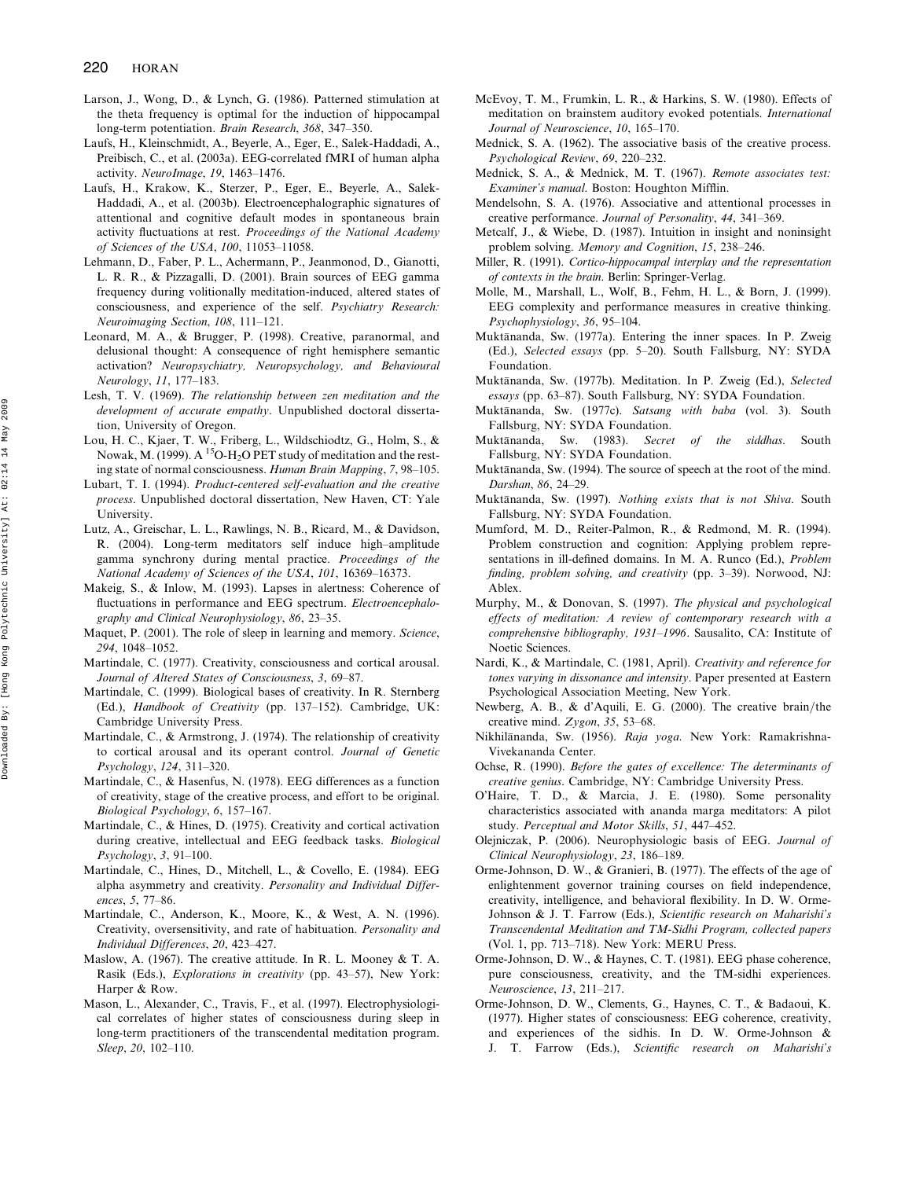Larson, J., Wong, D., & Lynch, G. (1986). Patterned stimulation at the theta frequency is optimal for the induction of hippocampal long-term potentiation. *Brain Research*, *368*, 347–350.

Laufs, H., Kleinschmidt, A., Beyerle, A., Eger, E., Salek-Haddadi, A., Preibisch, C., et al. (2003a). EEG-correlated fMRI of human alpha activity. *NeuroImage*, *19*, 1463–1476.

Laufs, H., Krakow, K., Sterzer, P., Eger, E., Beyerle, A., Salek-Haddadi, A., et al. (2003b). Electroencephalographic signatures of attentional and cognitive default modes in spontaneous brain activity fluctuations at rest. *Proceedings of the National Academy of Sciences of the USA*, *100*, 11053–11058.

Lehmann, D., Faber, P. L., Achermann, P., Jeanmonod, D., Gianotti, L. R. R., & Pizzagalli, D. (2001). Brain sources of EEG gamma frequency during volitionally meditation-induced, altered states of consciousness, and experience of the self. *Psychiatry Research: Neuroimaging Section*, *108*, 111–121.

Leonard, M. A., & Brugger, P. (1998). Creative, paranormal, and delusional thought: A consequence of right hemisphere semantic activation? *Neuropsychiatry, Neuropsychology, and Behavioural Neurology*, *11*, 177–183.

Lesh, T. V. (1969). *The relationship between zen meditation and the development of accurate empathy*. Unpublished doctoral dissertation, University of Oregon.

Lou, H. C., Kjaer, T. W., Friberg, L., Wildschiodtz, G., Holm, S., & Nowak, M. (1999). A $^{15}$O-$H_2O$ PET study of meditation and the resting state of normal consciousness. *Human Brain Mapping*, *7*, 98–105.

Lubart, T. I. (1994). *Product-centered self-evaluation and the creative process*. Unpublished doctoral dissertation, New Haven, CT: Yale University.

Lutz, A., Greischar, L. L., Rawlings, N. B., Ricard, M., & Davidson, R. (2004). Long-term meditators self induce high–amplitude gamma synchrony during mental practice. *Proceedings of the National Academy of Sciences of the USA*, *101*, 16369–16373.

Makeig, S., & Inlow, M. (1993). Lapses in alertness: Coherence of fluctuations in performance and EEG spectrum. *Electroencephalography and Clinical Neurophysiology*, *86*, 23–35.

Maquet, P. (2001). The role of sleep in learning and memory. *Science*, *294*, 1048–1052.

Martindale, C. (1977). Creativity, consciousness and cortical arousal. *Journal of Altered States of Consciousness*, *3*, 69–87.

Martindale, C. (1999). Biological bases of creativity. In R. Sternberg (Ed.), *Handbook of Creativity* (pp. 137–152). Cambridge, UK: Cambridge University Press.

Martindale, C., & Armstrong, J. (1974). The relationship of creativity to cortical arousal and its operant control. *Journal of Genetic Psychology*, *124*, 311–320.

Martindale, C., & Hasenfus, N. (1978). EEG differences as a function of creativity, stage of the creative process, and effort to be original. *Biological Psychology*, *6*, 157–167.

Martindale, C., & Hines, D. (1975). Creativity and cortical activation during creative, intellectual and EEG feedback tasks. *Biological Psychology*, *3*, 91–100.

Martindale, C., Hines, D., Mitchell, L., & Covello, E. (1984). EEG alpha asymmetry and creativity. *Personality and Individual Differences*, *5*, 77–86.

Martindale, C., Anderson, K., Moore, K., & West, A. N. (1996). Creativity, oversensitivity, and rate of habituation. *Personality and Individual Differences*, *20*, 423–427.

Maslow, A. (1967). The creative attitude. In R. L. Mooney & T. A. Rasik (Eds.), *Explorations in creativity* (pp. 43–57), New York: Harper & Row.

Mason, L., Alexander, C., Travis, F., et al. (1997). Electrophysiological correlates of higher states of consciousness during sleep in long-term practitioners of the transcendental meditation program. *Sleep*, *20*, 102–110.

McEvoy, T. M., Frumkin, L. R., & Harkins, S. W. (1980). Effects of meditation on brainstem auditory evoked potentials. *International Journal of Neuroscience*, *10*, 165–170.

Mednick, S. A. (1962). The associative basis of the creative process. *Psychological Review*, *69*, 220–232.

Mednick, S. A., & Mednick, M. T. (1967). *Remote associates test: Examiner's manual*. Boston: Houghton Mifflin.

Mendelsohn, S. A. (1976). Associative and attentional processes in creative performance. *Journal of Personality*, *44*, 341–369.

Metcalf, J., & Wiebe, D. (1987). Intuition in insight and noninsight problem solving. *Memory and Cognition*, *15*, 238–246.

Miller, R. (1991). *Cortico-hippocampal interplay and the representation of contexts in the brain*. Berlin: Springer-Verlag.

Molle, M., Marshall, L., Wolf, B., Fehm, H. L., & Born, J. (1999). EEG complexity and performance measures in creative thinking. *Psychophysiology*, *36*, 95–104.

Muktānanda, Sw. (1977a). Entering the inner spaces. In P. Zweig (Ed.), *Selected essays* (pp. 5–20). South Fallsburg, NY: SYDA Foundation.

Muktānanda, Sw. (1977b). Meditation. In P. Zweig (Ed.), *Selected essays* (pp. 63–87). South Fallsburg, NY: SYDA Foundation.

Muktānanda, Sw. (1977c). *Satsang with baba* (vol. 3). South Fallsburg, NY: SYDA Foundation.

Muktānanda, Sw. (1983). *Secret of the siddhas*. South Fallsburg, NY: SYDA Foundation.

Muktānanda, Sw. (1994). The source of speech at the root of the mind. *Darshan*, *86*, 24–29.

Muktānanda, Sw. (1997). *Nothing exists that is not Shiva*. South Fallsburg, NY: SYDA Foundation.

Mumford, M. D., Reiter-Palmon, R., & Redmond, M. R. (1994). Problem construction and cognition: Applying problem representations in ill-defined domains. In M. A. Runco (Ed.), *Problem finding, problem solving, and creativity* (pp. 3–39). Norwood, NJ: Ablex.

Murphy, M., & Donovan, S. (1997). *The physical and psychological effects of meditation: A review of contemporary research with a comprehensive bibliography, 1931–1996*. Sausalito, CA: Institute of Noetic Sciences.

Nardi, K., & Martindale, C. (1981, April). *Creativity and reference for tones varying in dissonance and intensity*. Paper presented at Eastern Psychological Association Meeting, New York.

Newberg, A. B., & d'Aquili, E. G. (2000). The creative brain/the creative mind. *Zygon*, *35*, 53–68.

Nikhilānanda, Sw. (1956). *Raja yoga*. New York: Ramakrishna-Vivekananda Center.

Ochse, R. (1990). *Before the gates of excellence: The determinants of creative genius*. Cambridge, NY: Cambridge University Press.

O'Haire, T. D., & Marcia, J. E. (1980). Some personality characteristics associated with ananda marga meditators: A pilot study. *Perceptual and Motor Skills*, *51*, 447–452.

Olejniczak, P. (2006). Neurophysiologic basis of EEG. *Journal of Clinical Neurophysiology*, *23*, 186–189.

Orme-Johnson, D. W., & Granieri, B. (1977). The effects of the age of enlightenment governor training courses on field independence, creativity, intelligence, and behavioral flexibility. In D. W. Orme-Johnson & J. T. Farrow (Eds.), *Scientific research on Maharishi's Transcendental Meditation and TM-Sidhi Program, collected papers* (Vol. 1, pp. 713–718). New York: MERU Press.

Orme-Johnson, D. W., & Haynes, C. T. (1981). EEG phase coherence, pure consciousness, creativity, and the TM-sidhi experiences. *Neuroscience*, *13*, 211–217.

Orme-Johnson, D. W., Clements, G., Haynes, C. T., & Badaoui, K. (1977). Higher states of consciousness: EEG coherence, creativity, and experiences of the sidhis. In D. W. Orme-Johnson & J. T. Farrow (Eds.), *Scientific research on Maharishi's*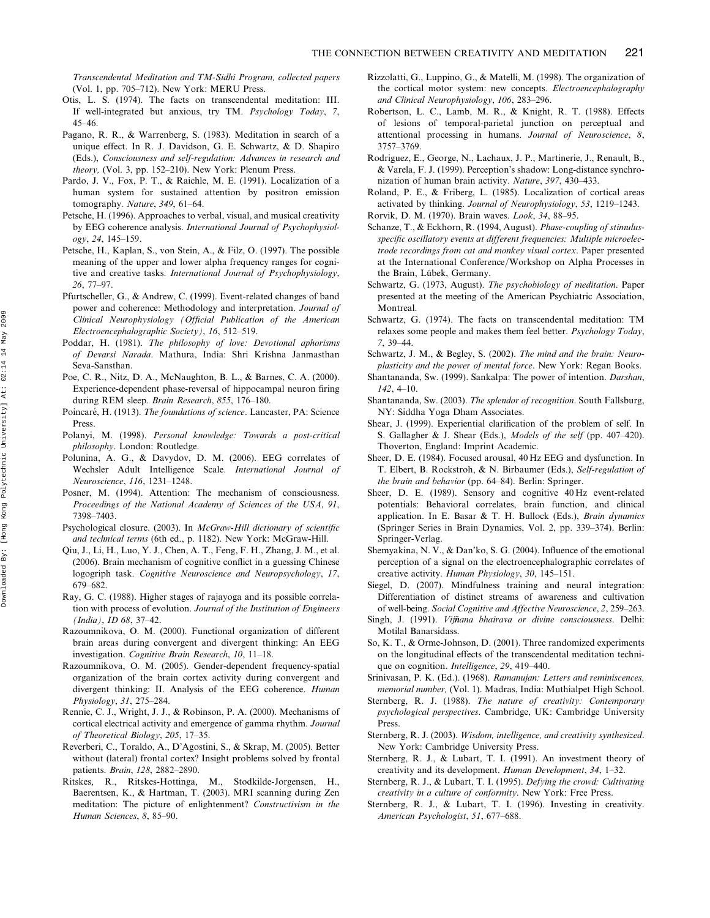*Transcendental Meditation and TM-Sidhi Program, collected papers* (Vol. 1, pp. 705–712). New York: MERU Press.

Otis, L. S. (1974). The facts on transcendental meditation: III. If well-integrated but anxious, try TM. *Psychology Today*, *7*, 45–46.

Pagano, R. R., & Warrenberg, S. (1983). Meditation in search of a unique effect. In R. J. Davidson, G. E. Schwartz, & D. Shapiro (Eds.), *Consciousness and self-regulation: Advances in research and theory,* (Vol. 3, pp. 152–210). New York: Plenum Press.

Pardo, J. V., Fox, P. T., & Raichle, M. E. (1991). Localization of a human system for sustained attention by positron emission tomography. *Nature*, *349*, 61–64.

Petsche, H. (1996). Approaches to verbal, visual, and musical creativity by EEG coherence analysis. *International Journal of Psychophysiology*, *24*, 145–159.

Petsche, H., Kaplan, S., von Stein, A., & Filz, O. (1997). The possible meaning of the upper and lower alpha frequency ranges for cognitive and creative tasks. *International Journal of Psychophysiology*, *26*, 77–97.

Pfurtscheller, G., & Andrew, C. (1999). Event-related changes of band power and coherence: Methodology and interpretation. *Journal of Clinical Neurophysiology (Official Publication of the American Electroencephalographic Society)*, *16*, 512–519.

Poddar, H. (1981). *The philosophy of love: Devotional aphorisms of Devarsi Narada*. Mathura, India: Shri Krishna Janmasthan Seva-Sansthan.

Poe, C. R., Nitz, D. A., McNaughton, B. L., & Barnes, C. A. (2000). Experience-dependent phase-reversal of hippocampal neuron firing during REM sleep. *Brain Research*, *855*, 176–180.

Poincaré, H. (1913). *The foundations of science*. Lancaster, PA: Science Press.

Polanyi, M. (1998). *Personal knowledge: Towards a post-critical philosophy*. London: Routledge.

Polunina, A. G., & Davydov, D. M. (2006). EEG correlates of Wechsler Adult Intelligence Scale. *International Journal of Neuroscience*, *116*, 1231–1248.

Posner, M. (1994). Attention: The mechanism of consciousness. *Proceedings of the National Academy of Sciences of the USA*, *91*, 7398–7403.

Psychological closure. (2003). In *McGraw-Hill dictionary of scientific and technical terms* (6th ed., p. 1182). New York: McGraw-Hill.

Qiu, J., Li, H., Luo, Y. J., Chen, A. T., Feng, F. H., Zhang, J. M., et al. (2006). Brain mechanism of cognitive conflict in a guessing Chinese logogriph task. *Cognitive Neuroscience and Neuropsychology*, *17*, 679–682.

Ray, G. C. (1988). Higher stages of rajayoga and its possible correlation with process of evolution. *Journal of the Institution of Engineers (India)*, *ID 68*, 37–42.

Razoumnikova, O. M. (2000). Functional organization of different brain areas during convergent and divergent thinking: An EEG investigation. *Cognitive Brain Research*, *10*, 11–18.

Razoumnikova, O. M. (2005). Gender-dependent frequency-spatial organization of the brain cortex activity during convergent and divergent thinking: II. Analysis of the EEG coherence. *Human Physiology*, *31*, 275–284.

Rennie, C. J., Wright, J. J., & Robinson, P. A. (2000). Mechanisms of cortical electrical activity and emergence of gamma rhythm. *Journal of Theoretical Biology*, *205*, 17–35.

Reverberi, C., Toraldo, A., D'Agostini, S., & Skrap, M. (2005). Better without (lateral) frontal cortex? Insight problems solved by frontal patients. *Brain*, *128*, 2882–2890.

Ritskes, R., Ritskes-Hottinga, M., Stodkilde-Jorgensen, H., Baerentsen, K., & Hartman, T. (2003). MRI scanning during Zen meditation: The picture of enlightenment? *Constructivism in the Human Sciences*, *8*, 85–90.

Rizzolatti, G., Luppino, G., & Matelli, M. (1998). The organization of the cortical motor system: new concepts. *Electroencephalography and Clinical Neurophysiology*, *106*, 283–296.

Robertson, L. C., Lamb, M. R., & Knight, R. T. (1988). Effects of lesions of temporal-parietal junction on perceptual and attentional processing in humans. *Journal of Neuroscience*, *8*, 3757–3769.

Rodriguez, E., George, N., Lachaux, J. P., Martinerie, J., Renault, B., & Varela, F. J. (1999). Perception's shadow: Long-distance synchronization of human brain activity. *Nature*, *397*, 430–433.

Roland, P. E., & Friberg, L. (1985). Localization of cortical areas activated by thinking. *Journal of Neurophysiology*, *53*, 1219–1243.

Rorvik, D. M. (1970). Brain waves. *Look*, *34*, 88–95.

Schanze, T., & Eckhorn, R. (1994, August). *Phase-coupling of stimulus-specific oscillatory events at different frequencies: Multiple microelectrode recordings from cat and monkey visual cortex*. Paper presented at the International Conference/Workshop on Alpha Processes in the Brain, Lübek, Germany.

Schwartz, G. (1973, August). *The psychobiology of meditation*. Paper presented at the meeting of the American Psychiatric Association, Montreal.

Schwartz, G. (1974). The facts on transcendental meditation: TM relaxes some people and makes them feel better. *Psychology Today*, *7*, 39–44.

Schwartz, J. M., & Begley, S. (2002). *The mind and the brain: Neuroplasticity and the power of mental force*. New York: Regan Books.

Shantananda, Sw. (1999). Sankalpa: The power of intention. *Darshan*, *142*, 4–10.

Shantananda, Sw. (2003). *The splendor of recognition*. South Fallsburg, NY: Siddha Yoga Dham Associates.

Shear, J. (1999). Experiential clarification of the problem of self. In S. Gallagher & J. Shear (Eds.), *Models of the self* (pp. 407–420). Thoverton, England: Imprint Academic.

Sheer, D. E. (1984). Focused arousal, 40 Hz EEG and dysfunction. In T. Elbert, B. Rockstroh, & N. Birbaumer (Eds.), *Self-regulation of the brain and behavior* (pp. 64–84). Berlin: Springer.

Sheer, D. E. (1989). Sensory and cognitive 40 Hz event-related potentials: Behavioral correlates, brain function, and clinical application. In E. Basar & T. H. Bullock (Eds.), *Brain dynamics* (Springer Series in Brain Dynamics, Vol. 2, pp. 339–374). Berlin: Springer-Verlag.

Shemyakina, N. V., & Dan'ko, S. G. (2004). Influence of the emotional perception of a signal on the electroencephalographic correlates of creative activity. *Human Physiology*, *30*, 145–151.

Siegel, D. (2007). Mindfulness training and neural integration: Differentiation of distinct streams of awareness and cultivation of well-being. *Social Cognitive and Affective Neuroscience*, *2*, 259–263.

Singh, J. (1991). *Vijñana bhairava or divine consciousness*. Delhi: Motilal Banarsidass.

So, K. T., & Orme-Johnson, D. (2001). Three randomized experiments on the longitudinal effects of the transcendental meditation technique on cognition. *Intelligence*, *29*, 419–440.

Srinivasan, P. K. (Ed.). (1968). *Ramanujan: Letters and reminiscences, memorial number,* (Vol. 1). Madras, India: Muthialpet High School.

Sternberg, R. J. (1988). *The nature of creativity: Contemporary psychological perspectives*. Cambridge, UK: Cambridge University Press.

Sternberg, R. J. (2003). *Wisdom, intelligence, and creativity synthesized*. New York: Cambridge University Press.

Sternberg, R. J., & Lubart, T. I. (1991). An investment theory of creativity and its development. *Human Development*, *34*, 1–32.

Sternberg, R. J., & Lubart, T. I. (1995). *Defying the crowd: Cultivating creativity in a culture of conformity*. New York: Free Press.

Sternberg, R. J., & Lubart, T. I. (1996). Investing in creativity. *American Psychologist*, *51*, 677–688.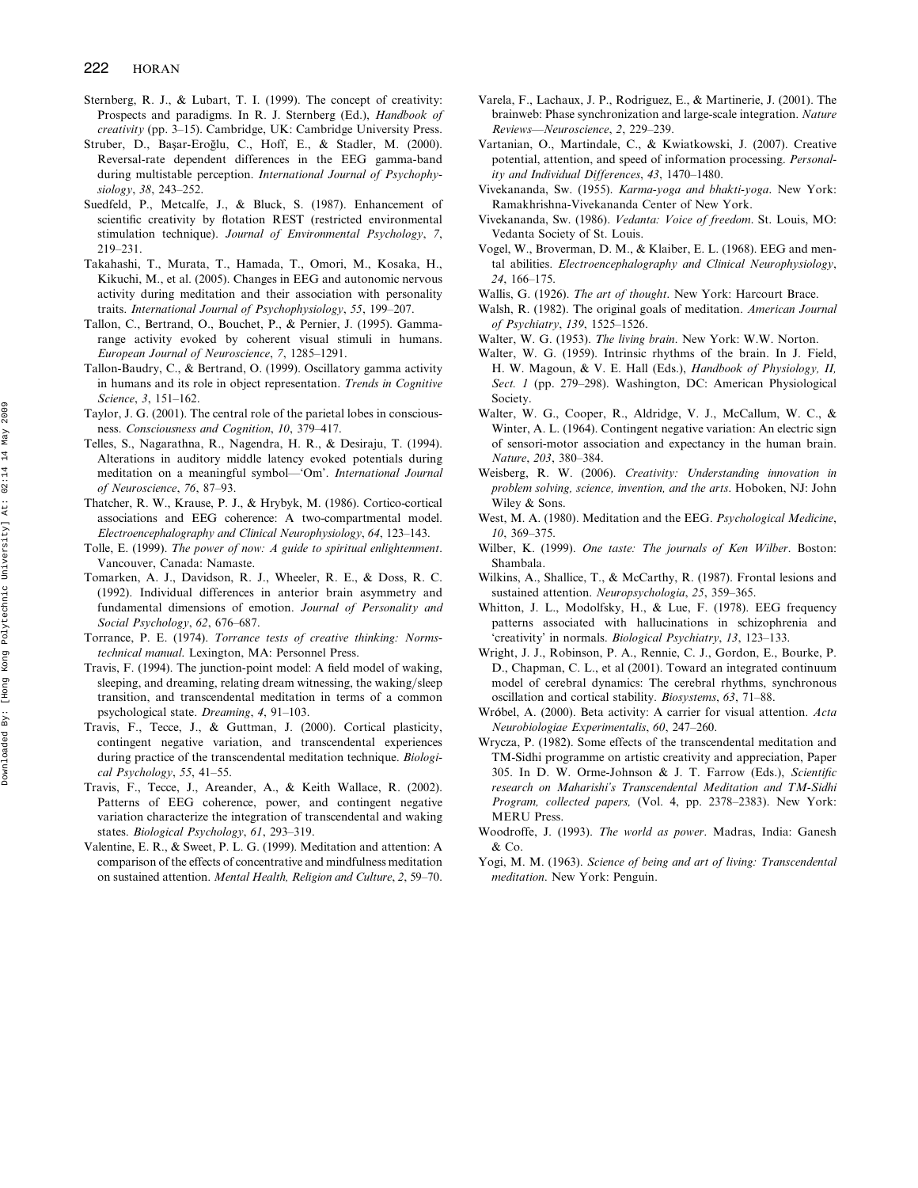Sternberg, R. J., & Lubart, T. I. (1999). The concept of creativity: Prospects and paradigms. In R. J. Sternberg (Ed.), *Handbook of creativity* (pp. 3–15). Cambridge, UK: Cambridge University Press.

Struber, D., Başar-Eroğlu, C., Hoff, E., & Stadler, M. (2000). Reversal-rate dependent differences in the EEG gamma-band during multistable perception. *International Journal of Psychophysiology*, *38*, 243–252.

Suedfeld, P., Metcalfe, J., & Bluck, S. (1987). Enhancement of scientific creativity by flotation REST (restricted environmental stimulation technique). *Journal of Environmental Psychology*, *7*, 219–231.

Takahashi, T., Murata, T., Hamada, T., Omori, M., Kosaka, H., Kikuchi, M., et al. (2005). Changes in EEG and autonomic nervous activity during meditation and their association with personality traits. *International Journal of Psychophysiology*, *55*, 199–207.

Tallon, C., Bertrand, O., Bouchet, P., & Pernier, J. (1995). Gamma-range activity evoked by coherent visual stimuli in humans. *European Journal of Neuroscience*, *7*, 1285–1291.

Tallon-Baudry, C., & Bertrand, O. (1999). Oscillatory gamma activity in humans and its role in object representation. *Trends in Cognitive Science*, *3*, 151–162.

Taylor, J. G. (2001). The central role of the parietal lobes in consciousness. *Consciousness and Cognition*, *10*, 379–417.

Telles, S., Nagarathna, R., Nagendra, H. R., & Desiraju, T. (1994). Alterations in auditory middle latency evoked potentials during meditation on a meaningful symbol—'Om'. *International Journal of Neuroscience*, *76*, 87–93.

Thatcher, R. W., Krause, P. J., & Hrybyk, M. (1986). Cortico-cortical associations and EEG coherence: A two-compartmental model. *Electroencephalography and Clinical Neurophysiology*, *64*, 123–143.

Tolle, E. (1999). *The power of now: A guide to spiritual enlightenment*. Vancouver, Canada: Namaste.

Tomarken, A. J., Davidson, R. J., Wheeler, R. E., & Doss, R. C. (1992). Individual differences in anterior brain asymmetry and fundamental dimensions of emotion. *Journal of Personality and Social Psychology*, *62*, 676–687.

Torrance, P. E. (1974). *Torrance tests of creative thinking: Norms-technical manual*. Lexington, MA: Personnel Press.

Travis, F. (1994). The junction-point model: A field model of waking, sleeping, and dreaming, relating dream witnessing, the waking/sleep transition, and transcendental meditation in terms of a common psychological state. *Dreaming*, *4*, 91–103.

Travis, F., Tecce, J., & Guttman, J. (2000). Cortical plasticity, contingent negative variation, and transcendental experiences during practice of the transcendental meditation technique. *Biological Psychology*, *55*, 41–55.

Travis, F., Tecce, J., Areander, A., & Keith Wallace, R. (2002). Patterns of EEG coherence, power, and contingent negative variation characterize the integration of transcendental and waking states. *Biological Psychology*, *61*, 293–319.

Valentine, E. R., & Sweet, P. L. G. (1999). Meditation and attention: A comparison of the effects of concentrative and mindfulness meditation on sustained attention. *Mental Health, Religion and Culture*, *2*, 59–70.

Varela, F., Lachaux, J. P., Rodriguez, E., & Martinerie, J. (2001). The brainweb: Phase synchronization and large-scale integration. *Nature Reviews—Neuroscience*, *2*, 229–239.

Vartanian, O., Martindale, C., & Kwiatkowski, J. (2007). Creative potential, attention, and speed of information processing. *Personality and Individual Differences*, *43*, 1470–1480.

Vivekananda, Sw. (1955). *Karma-yoga and bhakti-yoga*. New York: Ramakhrishna-Vivekananda Center of New York.

Vivekananda, Sw. (1986). *Vedanta: Voice of freedom*. St. Louis, MO: Vedanta Society of St. Louis.

Vogel, W., Broverman, D. M., & Klaiber, E. L. (1968). EEG and mental abilities. *Electroencephalography and Clinical Neurophysiology*, *24*, 166–175.

Wallis, G. (1926). *The art of thought*. New York: Harcourt Brace.

Walsh, R. (1982). The original goals of meditation. *American Journal of Psychiatry*, *139*, 1525–1526.

Walter, W. G. (1953). *The living brain*. New York: W.W. Norton.

Walter, W. G. (1959). Intrinsic rhythms of the brain. In J. Field, H. W. Magoun, & V. E. Hall (Eds.), *Handbook of Physiology, II, Sect. 1* (pp. 279–298). Washington, DC: American Physiological Society.

Walter, W. G., Cooper, R., Aldridge, V. J., McCallum, W. C., & Winter, A. L. (1964). Contingent negative variation: An electric sign of sensori-motor association and expectancy in the human brain. *Nature*, *203*, 380–384.

Weisberg, R. W. (2006). *Creativity: Understanding innovation in problem solving, science, invention, and the arts*. Hoboken, NJ: John Wiley & Sons.

West, M. A. (1980). Meditation and the EEG. *Psychological Medicine*, *10*, 369–375.

Wilber, K. (1999). *One taste: The journals of Ken Wilber*. Boston: Shambala.

Wilkins, A., Shallice, T., & McCarthy, R. (1987). Frontal lesions and sustained attention. *Neuropsychologia*, *25*, 359–365.

Whitton, J. L., Modolfsky, H., & Lue, F. (1978). EEG frequency patterns associated with hallucinations in schizophrenia and 'creativity' in normals. *Biological Psychiatry*, *13*, 123–133.

Wright, J. J., Robinson, P. A., Rennie, C. J., Gordon, E., Bourke, P. D., Chapman, C. L., et al (2001). Toward an integrated continuum model of cerebral dynamics: The cerebral rhythms, synchronous oscillation and cortical stability. *Biosystems*, *63*, 71–88.

Wróbel, A. (2000). Beta activity: A carrier for visual attention. *Acta Neurobiologiae Experimentalis*, *60*, 247–260.

Wrycza, P. (1982). Some effects of the transcendental meditation and TM-Sidhi programme on artistic creativity and appreciation, Paper 305. In D. W. Orme-Johnson & J. T. Farrow (Eds.), *Scientific research on Maharishi's Transcendental Meditation and TM-Sidhi Program, collected papers,* (Vol. 4, pp. 2378–2383). New York: MERU Press.

Woodroffe, J. (1993). *The world as power*. Madras, India: Ganesh & Co.

Yogi, M. M. (1963). *Science of being and art of living: Transcendental meditation*. New York: Penguin.